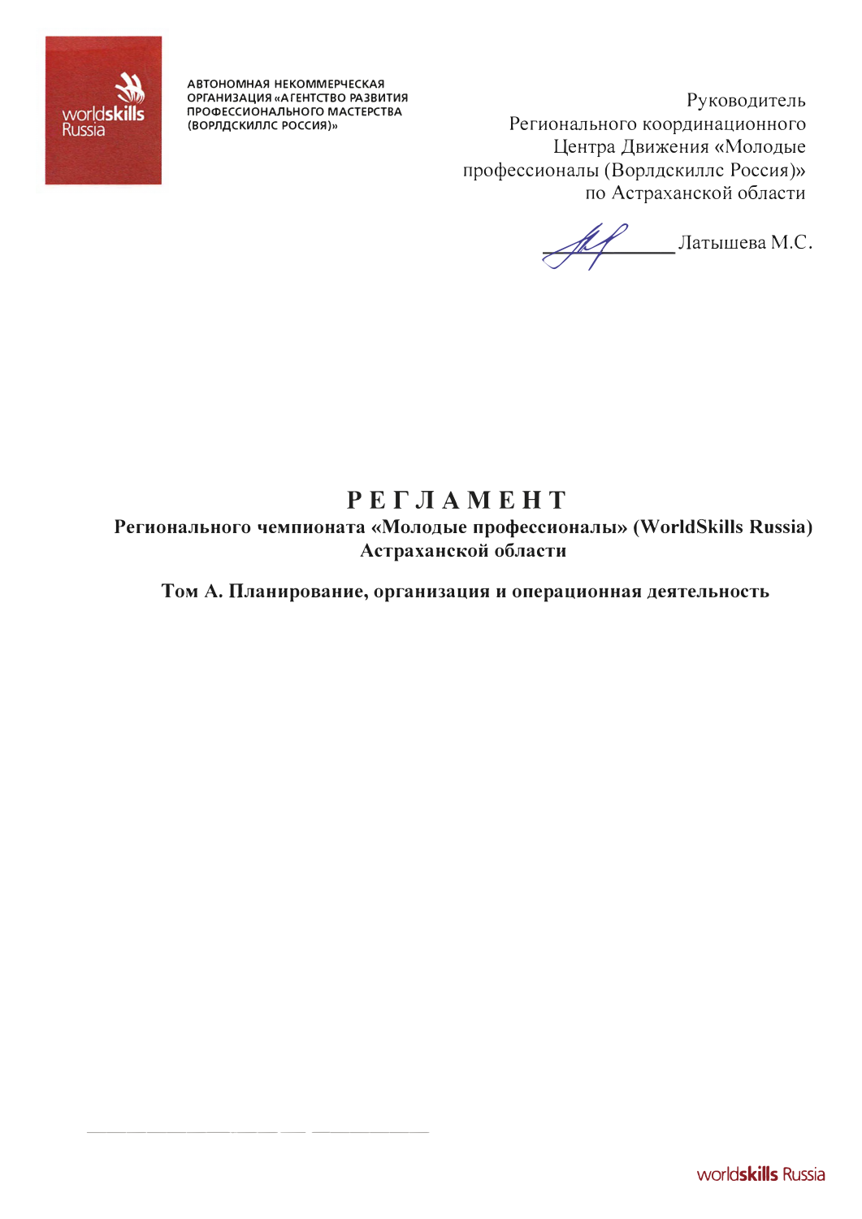АВТОНОМНАЯ НЕКОММЕРЧЕСКАЯ ОРГАНИЗАЦИЯ «АГЕНТСТВО РАЗВИТИЯ ПРОФЕССИОНАЛЬНОГО МАСТЕРСТВА (ВОРЛДСКИЛЛС РОССИЯ)»

Руководитель
Регионального координационного
Центра Движения «Молодые
профессионалы (Ворлдскиллс Россия)»
по Астраханской области

__________ Латышева М.С.

# РЕГЛАМЕНТ

## Регионального чемпионата «Молодые профессионалы» (WorldSkills Russia) Астраханской области

### Том А. Планирование, организация и операционная деятельность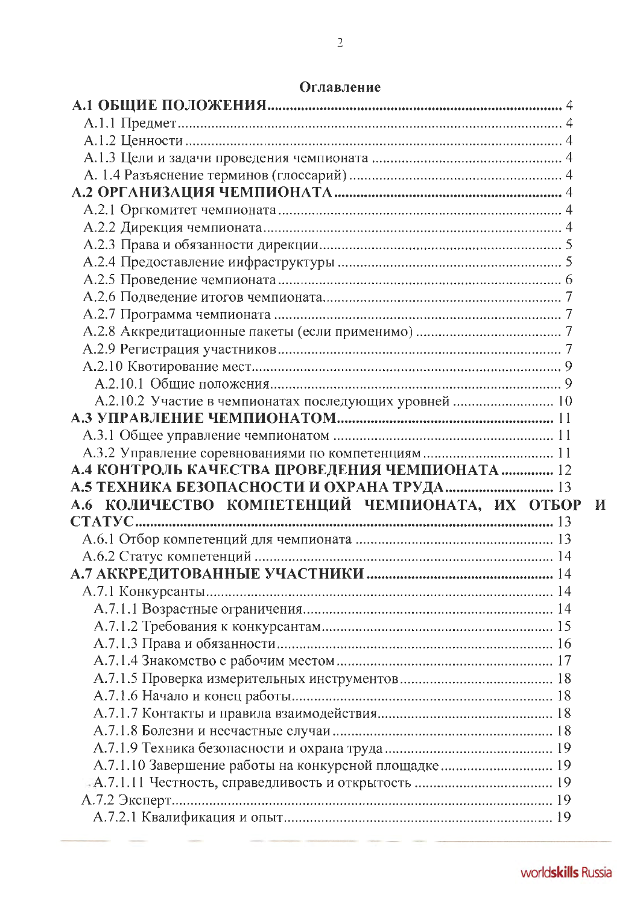# Оглавление

**А.1 ОБЩИЕ ПОЛОЖЕНИЯ** ... 4
- А.1.1 Предмет ... 4
- А.1.2 Ценности ... 4
- А.1.3 Цели и задачи проведения чемпионата ... 4
- А. 1.4 Разъяснение терминов (глоссарий) ... 4

**А.2 ОРГАНИЗАЦИЯ ЧЕМПИОНАТА** ... 4
- А.2.1 Оргкомитет чемпионата ... 4
- А.2.2 Дирекция чемпионата ... 4
- А.2.3 Права и обязанности дирекции ... 5
- А.2.4 Предоставление инфраструктуры ... 5
- А.2.5 Проведение чемпионата ... 6
- А.2.6 Подведение итогов чемпионата ... 7
- А.2.7 Программа чемпионата ... 7
- А.2.8 Аккредитационные пакеты (если применимо) ... 7
- А.2.9 Регистрация участников ... 7
- А.2.10 Квотирование мест ... 9
  - А.2.10.1 Общие положения ... 9
  - А.2.10.2 Участие в чемпионатах последующих уровней ... 10

**А.3 УПРАВЛЕНИЕ ЧЕМПИОНАТОМ** ... 11
- А.3.1 Общее управление чемпионатом ... 11
- А.3.2 Управление соревнованиями по компетенциям ... 11

**А.4 КОНТРОЛЬ КАЧЕСТВА ПРОВЕДЕНИЯ ЧЕМПИОНАТА** ... 12

**А.5 ТЕХНИКА БЕЗОПАСНОСТИ И ОХРАНА ТРУДА** ... 13

**А.6 КОЛИЧЕСТВО КОМПЕТЕНЦИЙ ЧЕМПИОНАТА, ИХ ОТБОР И СТАТУС** ... 13
- А.6.1 Отбор компетенций для чемпионата ... 13
- А.6.2 Статус компетенций ... 14

**А.7 АККРЕДИТОВАННЫЕ УЧАСТНИКИ** ... 14
- А.7.1 Конкурсанты ... 14
  - А.7.1.1 Возрастные ограничения ... 14
  - А.7.1.2 Требования к конкурсантам ... 15
  - А.7.1.3 Права и обязанности ... 16
  - А.7.1.4 Знакомство с рабочим местом ... 17
  - А.7.1.5 Проверка измерительных инструментов ... 18
  - А.7.1.6 Начало и конец работы ... 18
  - А.7.1.7 Контакты и правила взаимодействия ... 18
  - А.7.1.8 Болезни и несчастные случаи ... 18
  - А.7.1.9 Техника безопасности и охрана труда ... 19
  - А.7.1.10 Завершение работы на конкурсной площадке ... 19
  - А.7.1.11 Честность, справедливость и открытость ... 19
- А.7.2 Эксперт ... 19
  - А.7.2.1 Квалификация и опыт ... 19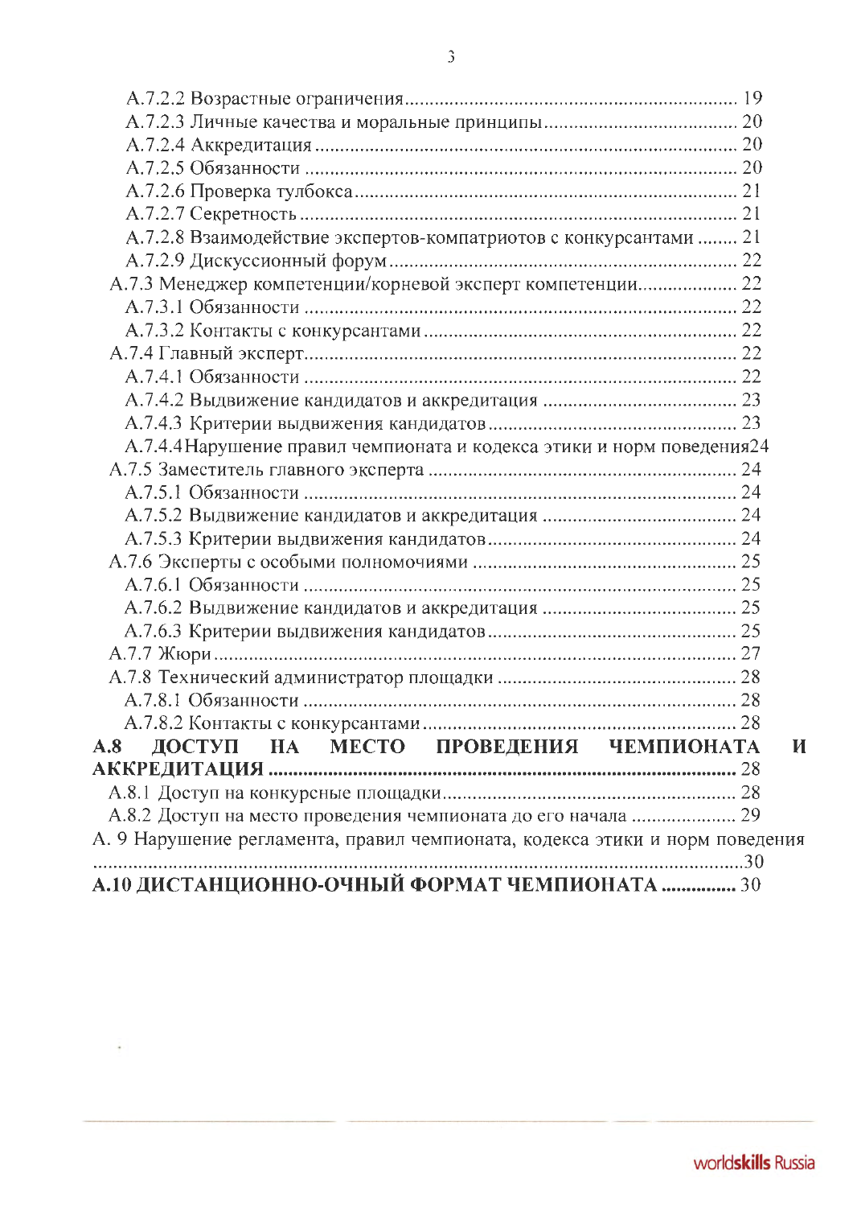A.7.2.2 Возрастные ограничения ............................................................ 19
A.7.2.3 Личные качества и моральные принципы ...................................... 20
A.7.2.4 Аккредитация ............................................................................ 20
A.7.2.5 Обязанности .............................................................................. 20
A.7.2.6 Проверка тулбокса ..................................................................... 21
A.7.2.7 Секретность ............................................................................... 21
A.7.2.8 Взаимодействие экспертов-компатриотов с конкурсантами ........ 21
A.7.2.9 Дискуссионный форум ................................................................ 22
A.7.3 Менеджер компетенции/корневой эксперт компетенции ................... 22
A.7.3.1 Обязанности .............................................................................. 22
A.7.3.2 Контакты с конкурсантами ......................................................... 22
A.7.4 Главный эксперт ............................................................................ 22
A.7.4.1 Обязанности .............................................................................. 22
A.7.4.2 Выдвижение кандидатов и аккредитация ..................................... 23
A.7.4.3 Критерии выдвижения кандидатов .............................................. 23
A.7.4.4 Нарушение правил чемпионата и кодекса этики и норм поведения 24
A.7.5 Заместитель главного эксперта ...................................................... 24
A.7.5.1 Обязанности .............................................................................. 24
A.7.5.2 Выдвижение кандидатов и аккредитация ..................................... 24
A.7.5.3 Критерии выдвижения кандидатов .............................................. 24
A.7.6 Эксперты с особыми полномочиями ................................................ 25
A.7.6.1 Обязанности .............................................................................. 25
A.7.6.2 Выдвижение кандидатов и аккредитация ..................................... 25
A.7.6.3 Критерии выдвижения кандидатов .............................................. 25
A.7.7 Жюри ............................................................................................. 27
A.7.8 Технический администратор площадки ........................................... 28
A.7.8.1 Обязанности .............................................................................. 28
A.7.8.2 Контакты с конкурсантами ......................................................... 28
**A.8 ДОСТУП НА МЕСТО ПРОВЕДЕНИЯ ЧЕМПИОНАТА И АККРЕДИТАЦИЯ ............................................................................................ 28**
A.8.1 Доступ на конкурсные площадки ..................................................... 28
A.8.2 Доступ на место проведения чемпионата до его начала .................... 29
A. 9 Нарушение регламента, правил чемпионата, кодекса этики и норм поведения ................................................................................................................ 30
**A.10 ДИСТАНЦИОННО-ОЧНЫЙ ФОРМАТ ЧЕМПИОНАТА ............... 30**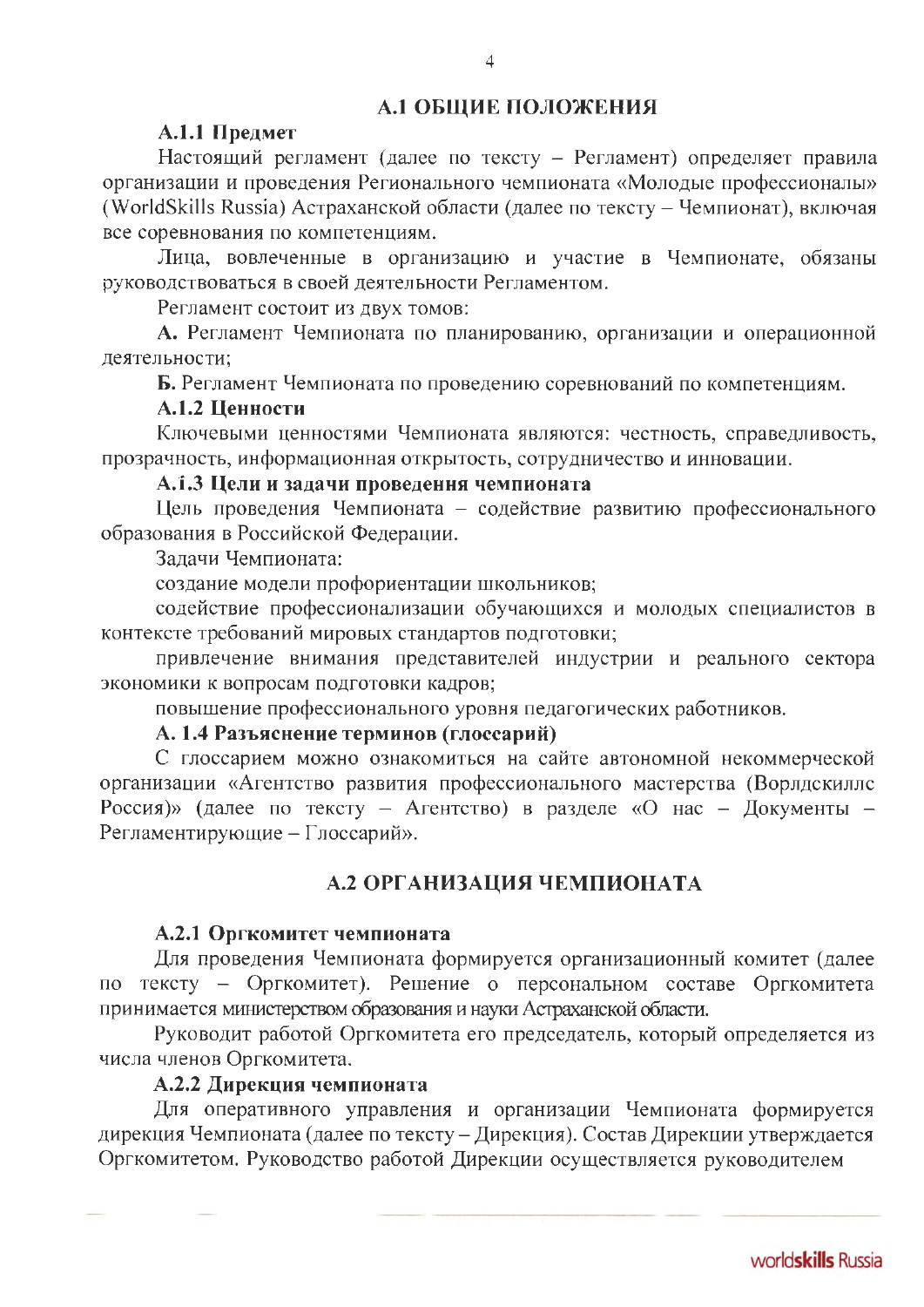## А.1 ОБЩИЕ ПОЛОЖЕНИЯ

### А.1.1 Предмет

Настоящий регламент (далее по тексту – Регламент) определяет правила организации и проведения Регионального чемпионата «Молодые профессионалы» (WorldSkills Russia) Астраханской области (далее по тексту – Чемпионат), включая все соревнования по компетенциям.

Лица, вовлеченные в организацию и участие в Чемпионате, обязаны руководствоваться в своей деятельности Регламентом.

Регламент состоит из двух томов:

**А.** Регламент Чемпионата по планированию, организации и операционной деятельности;

**Б.** Регламент Чемпионата по проведению соревнований по компетенциям.

### А.1.2 Ценности

Ключевыми ценностями Чемпионата являются: честность, справедливость, прозрачность, информационная открытость, сотрудничество и инновации.

### А.1.3 Цели и задачи проведения чемпионата

Цель проведения Чемпионата – содействие развитию профессионального образования в Российской Федерации.

Задачи Чемпионата:

создание модели профориентации школьников;

содействие профессионализации обучающихся и молодых специалистов в контексте требований мировых стандартов подготовки;

привлечение внимания представителей индустрии и реального сектора экономики к вопросам подготовки кадров;

повышение профессионального уровня педагогических работников.

### А. 1.4 Разъяснение терминов (глоссарий)

С глоссарием можно ознакомиться на сайте автономной некоммерческой организации «Агентство развития профессионального мастерства (Ворлдскиллс Россия)» (далее по тексту – Агентство) в разделе «О нас – Документы – Регламентирующие – Глоссарий».

## А.2 ОРГАНИЗАЦИЯ ЧЕМПИОНАТА

### А.2.1 Оргкомитет чемпионата

Для проведения Чемпионата формируется организационный комитет (далее по тексту – Оргкомитет). Решение о персональном составе Оргкомитета принимается министерством образования и науки Астраханской области.

Руководит работой Оргкомитета его председатель, который определяется из числа членов Оргкомитета.

### А.2.2 Дирекция чемпионата

Для оперативного управления и организации Чемпионата формируется дирекция Чемпионата (далее по тексту – Дирекция). Состав Дирекции утверждается Оргкомитетом. Руководство работой Дирекции осуществляется руководителем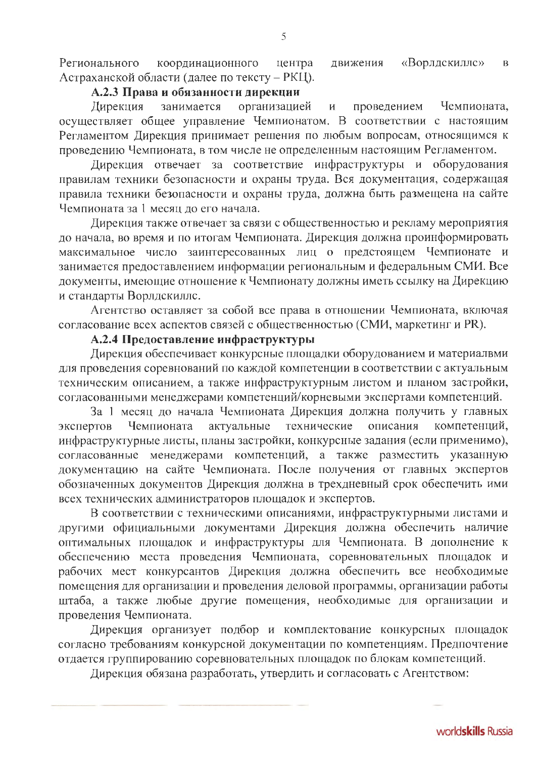Регионального координационного центра движения «Ворлдскиллс» в Астраханской области (далее по тексту – РКЦ).

#### А.2.3 Права и обязанности дирекции

Дирекция занимается организацией и проведением Чемпионата, осуществляет общее управление Чемпионатом. В соответствии с настоящим Регламентом Дирекция принимает решения по любым вопросам, относящимся к проведению Чемпионата, в том числе не определенным настоящим Регламентом.

Дирекция отвечает за соответствие инфраструктуры и оборудования правилам техники безопасности и охраны труда. Вся документация, содержащая правила техники безопасности и охраны труда, должна быть размещена на сайте Чемпионата за 1 месяц до его начала.

Дирекция также отвечает за связи с общественностью и рекламу мероприятия до начала, во время и по итогам Чемпионата. Дирекция должна проинформировать максимальное число заинтересованных лиц о предстоящем Чемпионате и занимается предоставлением информации региональным и федеральным СМИ. Все документы, имеющие отношение к Чемпионату должны иметь ссылку на Дирекцию и стандарты Ворлдскиллс.

Агентство оставляет за собой все права в отношении Чемпионата, включая согласование всех аспектов связей с общественностью (СМИ, маркетинг и PR).

#### А.2.4 Предоставление инфраструктуры

Дирекция обеспечивает конкурсные площадки оборудованием и материалвми для проведения соревнований по каждой компетенции в соответствии с актуальным техническим описанием, а также инфраструктурным листом и планом застройки, согласованными менеджерами компетенций/корневыми экспертами компетенций.

За 1 месяц до начала Чемпионата Дирекция должна получить у главных экспертов Чемпионата актуальные технические описания компетенций, инфраструктурные листы, планы застройки, конкурсные задания (если применимо), согласованные менеджерами компетенций, а также разместить указанную документацию на сайте Чемпионата. После получения от главных экспертов обозначенных документов Дирекция должна в трехдневный срок обеспечить ими всех технических администраторов площадок и экспертов.

В соответствии с техническими описаниями, инфраструктурными листами и другими официальными документами Дирекция должна обеспечить наличие оптимальных площадок и инфраструктуры для Чемпионата. В дополнение к обеспечению места проведения Чемпионата, соревновательных площадок и рабочих мест конкурсантов Дирекция должна обеспечить все необходимые помещения для организации и проведения деловой программы, организации работы штаба, а также любые другие помещения, необходимые для организации и проведения Чемпионата.

Дирекция организует подбор и комплектование конкурсных площадок согласно требованиям конкурсной документации по компетенциям. Предпочтение отдается группированию соревновательных площадок по блокам компетенций.

Дирекция обязана разработать, утвердить и согласовать с Агентством: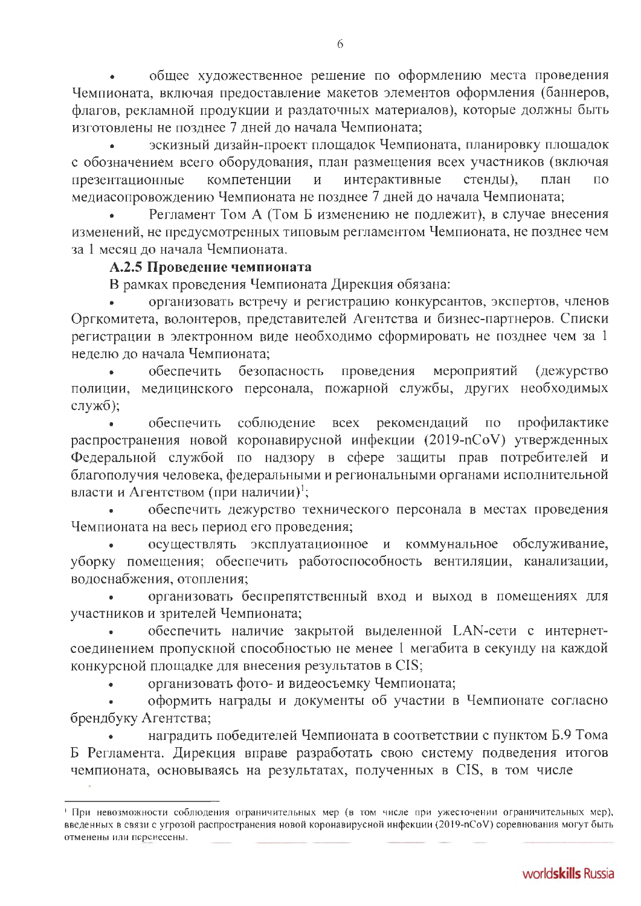- общее художественное решение по оформлению места проведения Чемпионата, включая предоставление макетов элементов оформления (баннеров, флагов, рекламной продукции и раздаточных материалов), которые должны быть изготовлены не позднее 7 дней до начала Чемпионата;
- эскизный дизайн-проект площадок Чемпионата, планировку площадок с обозначением всего оборудования, план размещения всех участников (включая презентационные компетенции и интерактивные стенды), план по медиасопровождению Чемпионата не позднее 7 дней до начала Чемпионата;
- Регламент Том А (Том Б изменению не подлежит), в случае внесения изменений, не предусмотренных типовым регламентом Чемпионата, не позднее чем за 1 месяц до начала Чемпионата.

**А.2.5 Проведение чемпионата**

В рамках проведения Чемпионата Дирекция обязана:

- организовать встречу и регистрацию конкурсантов, экспертов, членов Оргкомитета, волонтеров, представителей Агентства и бизнес-партнеров. Списки регистрации в электронном виде необходимо сформировать не позднее чем за 1 неделю до начала Чемпионата;
- обеспечить безопасность проведения мероприятий (дежурство полиции, медицинского персонала, пожарной службы, других необходимых служб);
- обеспечить соблюдение всех рекомендаций по профилактике распространения новой коронавирусной инфекции (2019-nCoV) утвержденных Федеральной службой по надзору в сфере защиты прав потребителей и благополучия человека, федеральными и региональными органами исполнительной власти и Агентством (при наличии)[1];
- обеспечить дежурство технического персонала в местах проведения Чемпионата на весь период его проведения;
- осуществлять эксплуатационное и коммунальное обслуживание, уборку помещения; обеспечить работоспособность вентиляции, канализации, водоснабжения, отопления;
- организовать беспрепятственный вход и выход в помещениях для участников и зрителей Чемпионата;
- обеспечить наличие закрытой выделенной LAN-сети с интернет-соединением пропускной способностью не менее 1 мегабита в секунду на каждой конкурсной площадке для внесения результатов в CIS;
- организовать фото- и видеосъемку Чемпионата;
- оформить награды и документы об участии в Чемпионате согласно брендбуку Агентства;
- наградить победителей Чемпионата в соответствии с пунктом Б.9 Тома Б Регламента. Дирекция вправе разработать свою систему подведения итогов чемпионата, основываясь на результатах, полученных в CIS, в том числе

---

[1] При невозможности соблюдения ограничительных мер (в том числе при ужесточении ограничительных мер), введенных в связи с угрозой распространения новой коронавирусной инфекции (2019-nCoV) соревнования могут быть отменены или перенесены.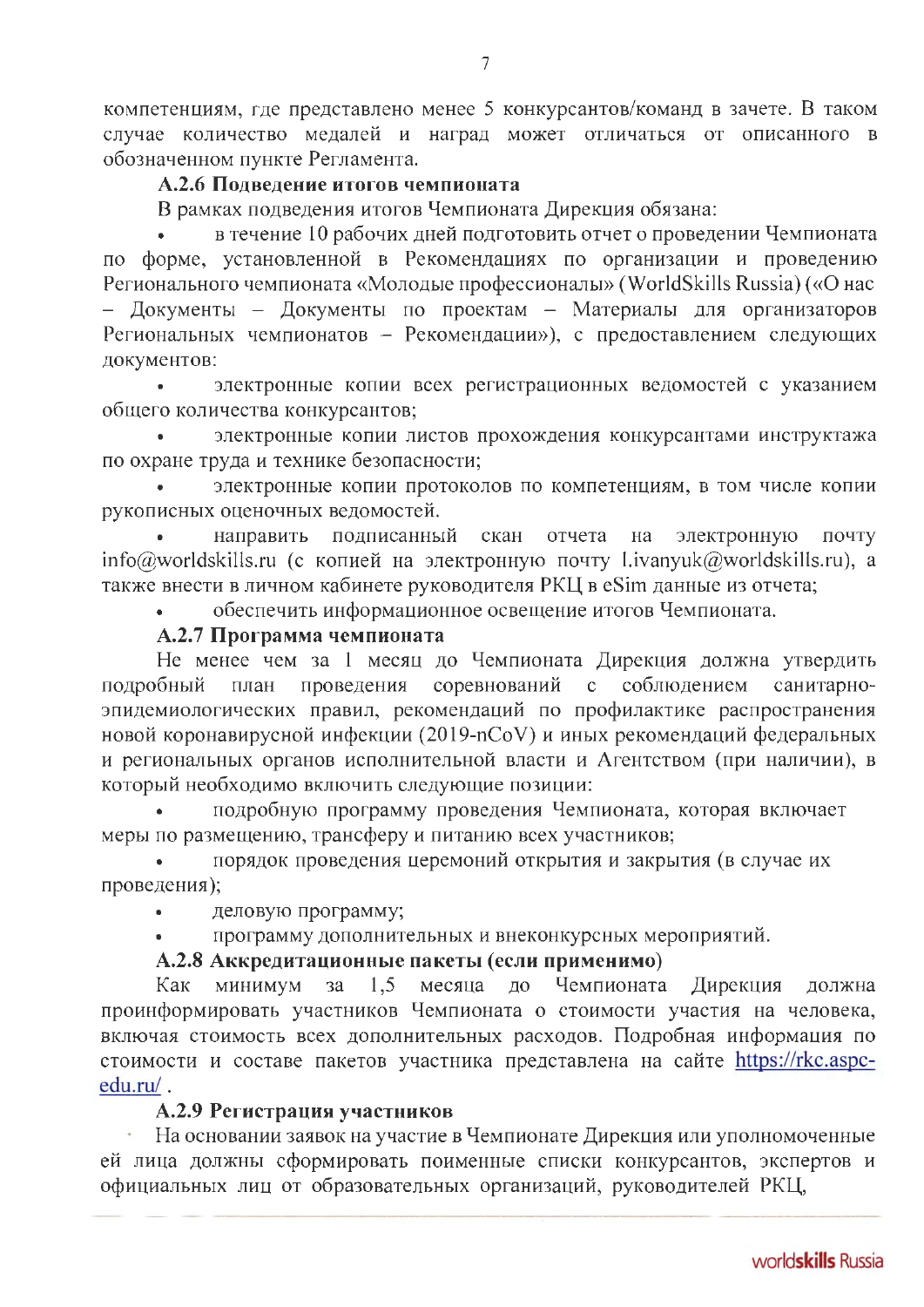компетенциям, где представлено менее 5 конкурсантов/команд в зачете. В таком случае количество медалей и наград может отличаться от описанного в обозначенном пункте Регламента.

### А.2.6 Подведение итогов чемпионата

В рамках подведения итогов Чемпионата Дирекция обязана:

- в течение 10 рабочих дней подготовить отчет о проведении Чемпионата по форме, установленной в Рекомендациях по организации и проведению Регионального чемпионата «Молодые профессионалы» (WorldSkills Russia) («О нас – Документы – Документы по проектам – Материалы для организаторов Региональных чемпионатов – Рекомендации»), с предоставлением следующих документов:
- электронные копии всех регистрационных ведомостей с указанием общего количества конкурсантов;
- электронные копии листов прохождения конкурсантами инструктажа по охране труда и технике безопасности;
- электронные копии протоколов по компетенциям, в том числе копии рукописных оценочных ведомостей.
- направить подписанный скан отчета на электронную почту info@worldskills.ru (с копией на электронную почту l.ivanyuk@worldskills.ru), а также внести в личном кабинете руководителя РКЦ в eSim данные из отчета;
- обеспечить информационное освещение итогов Чемпионата.

### А.2.7 Программа чемпионата

Не менее чем за 1 месяц до Чемпионата Дирекция должна утвердить подробный план проведения соревнований с соблюдением санитарно-эпидемиологических правил, рекомендаций по профилактике распространения новой коронавирусной инфекции (2019-nCoV) и иных рекомендаций федеральных и региональных органов исполнительной власти и Агентством (при наличии), в который необходимо включить следующие позиции:

- подробную программу проведения Чемпионата, которая включает меры по размещению, трансферу и питанию всех участников;
- порядок проведения церемоний открытия и закрытия (в случае их проведения);
- деловую программу;
- программу дополнительных и внеконкурсных мероприятий.

### А.2.8 Аккредитационные пакеты (если применимо)

Как минимум за 1,5 месяца до Чемпионата Дирекция должна проинформировать участников Чемпионата о стоимости участия на человека, включая стоимость всех дополнительных расходов. Подробная информация по стоимости и составе пакетов участника представлена на сайте https://rkc.aspc-edu.ru/ .

### А.2.9 Регистрация участников

На основании заявок на участие в Чемпионате Дирекция или уполномоченные ей лица должны сформировать поименные списки конкурсантов, экспертов и официальных лиц от образовательных организаций, руководителей РКЦ,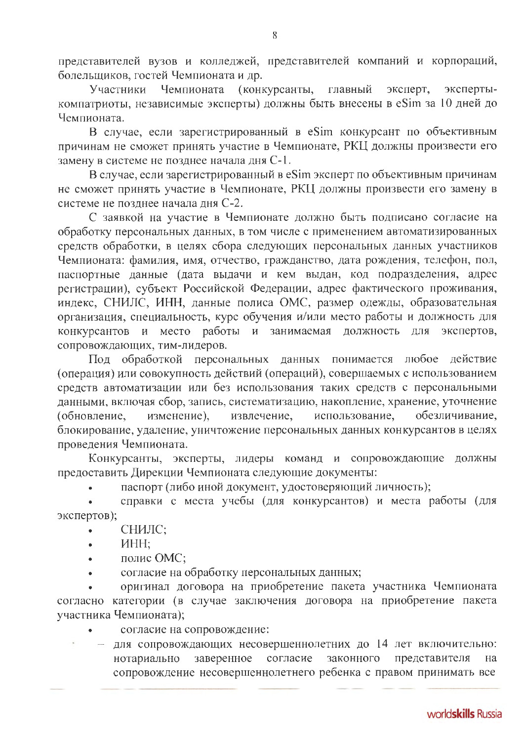представителей вузов и колледжей, представителей компаний и корпораций, болельщиков, гостей Чемпионата и др.

Участники Чемпионата (конкурсанты, главный эксперт, эксперты-компатриоты, независимые эксперты) должны быть внесены в eSim за 10 дней до Чемпионата.

В случае, если зарегистрированный в eSim конкурсант по объективным причинам не сможет принять участие в Чемпионате, РКЦ должны произвести его замену в системе не позднее начала дня С-1.

В случае, если зарегистрированный в eSim эксперт по объективным причинам не сможет принять участие в Чемпионате, РКЦ должны произвести его замену в системе не позднее начала дня С-2.

С заявкой на участие в Чемпионате должно быть подписано согласие на обработку персональных данных, в том числе с применением автоматизированных средств обработки, в целях сбора следующих персональных данных участников Чемпионата: фамилия, имя, отчество, гражданство, дата рождения, телефон, пол, паспортные данные (дата выдачи и кем выдан, код подразделения, адрес регистрации), субъект Российской Федерации, адрес фактического проживания, индекс, СНИЛС, ИНН, данные полиса ОМС, размер одежды, образовательная организация, специальность, курс обучения и/или место работы и должность для конкурсантов и место работы и занимаемая должность для экспертов, сопровождающих, тим-лидеров.

Под обработкой персональных данных понимается любое действие (операция) или совокупность действий (операций), совершаемых с использованием средств автоматизации или без использования таких средств с персональными данными, включая сбор, запись, систематизацию, накопление, хранение, уточнение (обновление, изменение), извлечение, использование, обезличивание, блокирование, удаление, уничтожение персональных данных конкурсантов в целях проведения Чемпионата.

Конкурсанты, эксперты, лидеры команд и сопровождающие должны предоставить Дирекции Чемпионата следующие документы:

- паспорт (либо иной документ, удостоверяющий личность);
- справки с места учебы (для конкурсантов) и места работы (для экспертов);
- СНИЛС;
- ИНН;
- полис ОМС;
- согласие на обработку персональных данных;
- оригинал договора на приобретение пакета участника Чемпионата согласно категории (в случае заключения договора на приобретение пакета участника Чемпионата);
- согласие на сопровождение:
  - для сопровождающих несовершеннолетних до 14 лет включительно: нотариально заверенное согласие законного представителя на сопровождение несовершеннолетнего ребенка с правом принимать все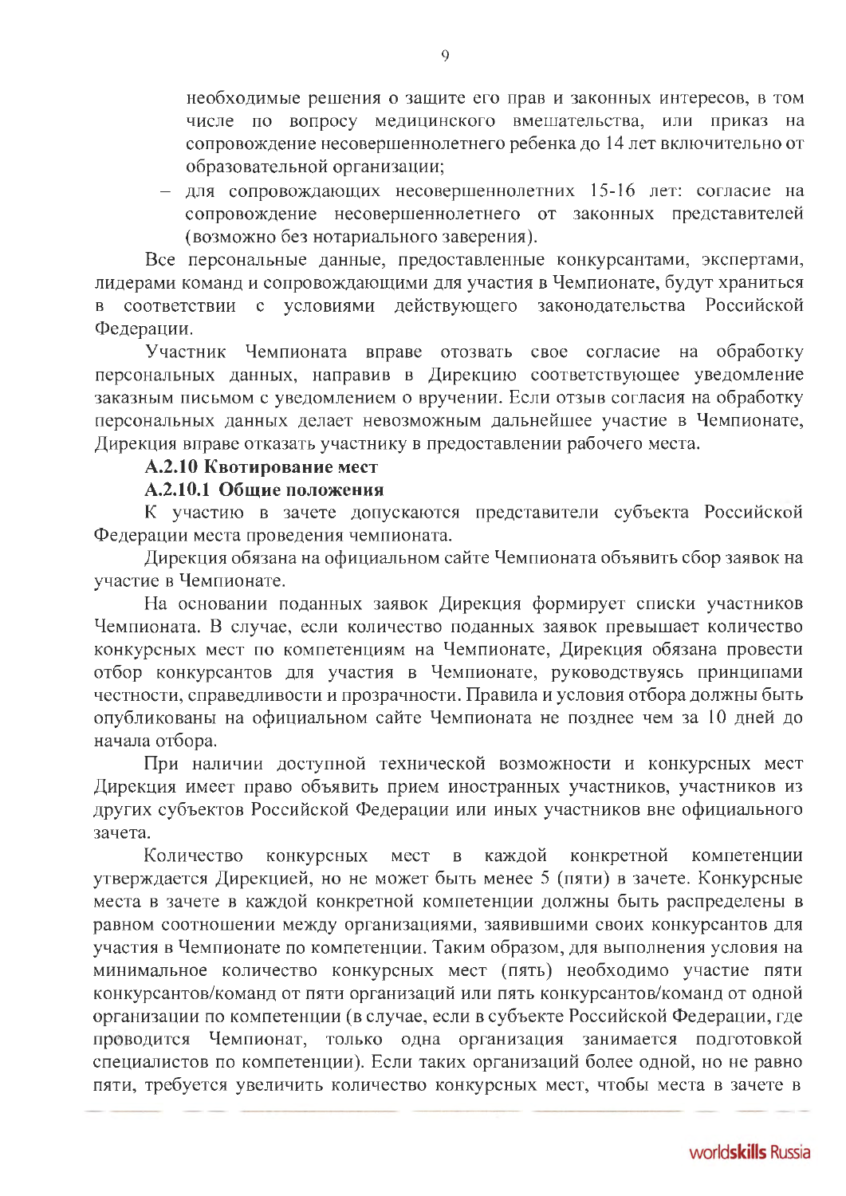необходимые решения о защите его прав и законных интересов, в том числе по вопросу медицинского вмешательства, или приказ на сопровождение несовершеннолетнего ребенка до 14 лет включительно от образовательной организации;

- для сопровождающих несовершеннолетних 15-16 лет: согласие на сопровождение несовершеннолетнего от законных представителей (возможно без нотариального заверения).

Все персональные данные, предоставленные конкурсантами, экспертами, лидерами команд и сопровождающими для участия в Чемпионате, будут храниться в соответствии с условиями действующего законодательства Российской Федерации.

Участник Чемпионата вправе отозвать свое согласие на обработку персональных данных, направив в Дирекцию соответствующее уведомление заказным письмом с уведомлением о вручении. Если отзыв согласия на обработку персональных данных делает невозможным дальнейшее участие в Чемпионате, Дирекция вправе отказать участнику в предоставлении рабочего места.

### А.2.10 Квотирование мест

#### А.2.10.1 Общие положения

К участию в зачете допускаются представители субъекта Российской Федерации места проведения чемпионата.

Дирекция обязана на официальном сайте Чемпионата объявить сбор заявок на участие в Чемпионате.

На основании поданных заявок Дирекция формирует списки участников Чемпионата. В случае, если количество поданных заявок превышает количество конкурсных мест по компетенциям на Чемпионате, Дирекция обязана провести отбор конкурсантов для участия в Чемпионате, руководствуясь принципами честности, справедливости и прозрачности. Правила и условия отбора должны быть опубликованы на официальном сайте Чемпионата не позднее чем за 10 дней до начала отбора.

При наличии доступной технической возможности и конкурсных мест Дирекция имеет право объявить прием иностранных участников, участников из других субъектов Российской Федерации или иных участников вне официального зачета.

Количество конкурсных мест в каждой конкретной компетенции утверждается Дирекцией, но не может быть менее 5 (пяти) в зачете. Конкурсные места в зачете в каждой конкретной компетенции должны быть распределены в равном соотношении между организациями, заявившими своих конкурсантов для участия в Чемпионате по компетенции. Таким образом, для выполнения условия на минимальное количество конкурсных мест (пять) необходимо участие пяти конкурсантов/команд от пяти организаций или пять конкурсантов/команд от одной организации по компетенции (в случае, если в субъекте Российской Федерации, где проводится Чемпионат, только одна организация занимается подготовкой специалистов по компетенции). Если таких организаций более одной, но не равно пяти, требуется увеличить количество конкурсных мест, чтобы места в зачете в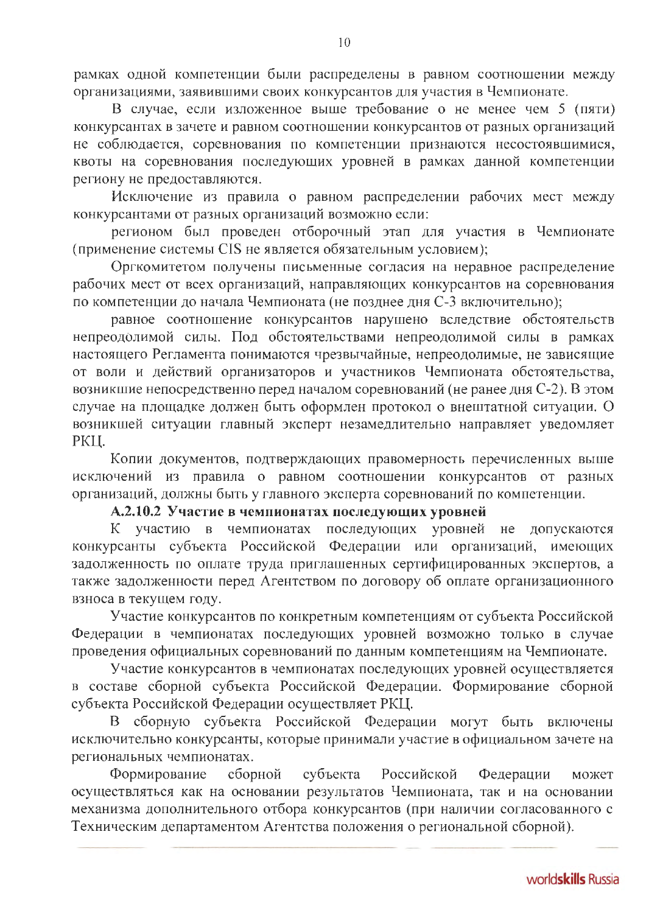рамках одной компетенции были распределены в равном соотношении между организациями, заявившими своих конкурсантов для участия в Чемпионате.

В случае, если изложенное выше требование о не менее чем 5 (пяти) конкурсантах в зачете и равном соотношении конкурсантов от разных организаций не соблюдается, соревнования по компетенции признаются несостоявшимися, квоты на соревнования последующих уровней в рамках данной компетенции региону не предоставляются.

Исключение из правила о равном распределении рабочих мест между конкурсантами от разных организаций возможно если:

регионом был проведен отборочный этап для участия в Чемпионате (применение системы CIS не является обязательным условием);

Оргкомитетом получены письменные согласия на неравное распределение рабочих мест от всех организаций, направляющих конкурсантов на соревнования по компетенции до начала Чемпионата (не позднее дня С-3 включительно);

равное соотношение конкурсантов нарушено вследствие обстоятельств непреодолимой силы. Под обстоятельствами непреодолимой силы в рамках настоящего Регламента понимаются чрезвычайные, непреодолимые, не зависящие от воли и действий организаторов и участников Чемпионата обстоятельства, возникшие непосредственно перед началом соревнований (не ранее дня С-2). В этом случае на площадке должен быть оформлен протокол о внештатной ситуации. О возникшей ситуации главный эксперт незамедлительно направляет уведомляет РКЦ.

Копии документов, подтверждающих правомерность перечисленных выше исключений из правила о равном соотношении конкурсантов от разных организаций, должны быть у главного эксперта соревнований по компетенции.

**А.2.10.2 Участие в чемпионатах последующих уровней**

К участию в чемпионатах последующих уровней не допускаются конкурсанты субъекта Российской Федерации или организаций, имеющих задолженность по оплате труда приглашенных сертифицированных экспертов, а также задолженности перед Агентством по договору об оплате организационного взноса в текущем году.

Участие конкурсантов по конкретным компетенциям от субъекта Российской Федерации в чемпионатах последующих уровней возможно только в случае проведения официальных соревнований по данным компетенциям на Чемпионате.

Участие конкурсантов в чемпионатах последующих уровней осуществляется в составе сборной субъекта Российской Федерации. Формирование сборной субъекта Российской Федерации осуществляет РКЦ.

В сборную субъекта Российской Федерации могут быть включены исключительно конкурсанты, которые принимали участие в официальном зачете на региональных чемпионатах.

Формирование сборной субъекта Российской Федерации может осуществляться как на основании результатов Чемпионата, так и на основании механизма дополнительного отбора конкурсантов (при наличии согласованного с Техническим департаментом Агентства положения о региональной сборной).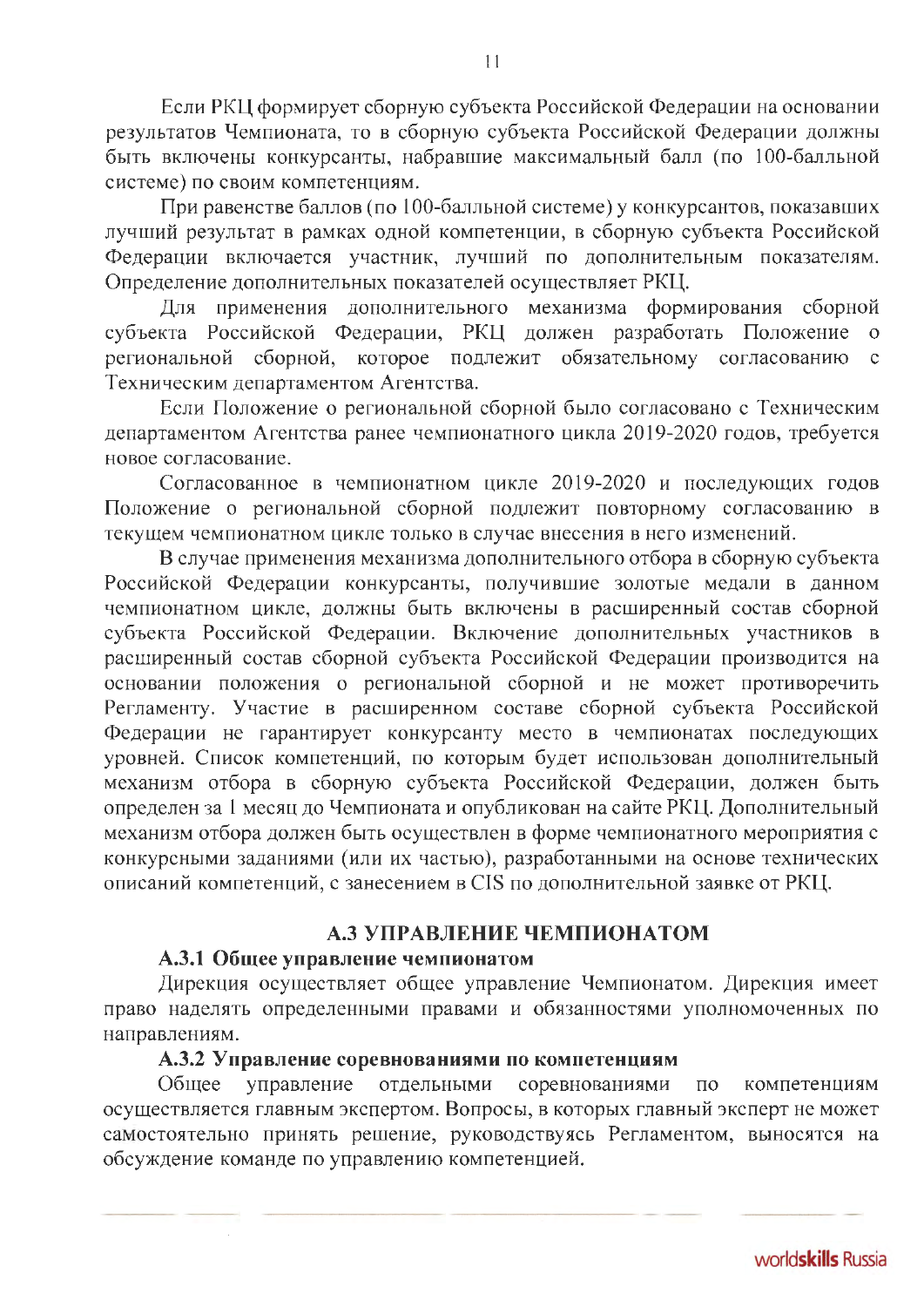Если РКЦ формирует сборную субъекта Российской Федерации на основании результатов Чемпионата, то в сборную субъекта Российской Федерации должны быть включены конкурсанты, набравшие максимальный балл (по 100-балльной системе) по своим компетенциям.

При равенстве баллов (по 100-балльной системе) у конкурсантов, показавших лучший результат в рамках одной компетенции, в сборную субъекта Российской Федерации включается участник, лучший по дополнительным показателям. Определение дополнительных показателей осуществляет РКЦ.

Для применения дополнительного механизма формирования сборной субъекта Российской Федерации, РКЦ должен разработать Положение о региональной сборной, которое подлежит обязательному согласованию с Техническим департаментом Агентства.

Если Положение о региональной сборной было согласовано с Техническим департаментом Агентства ранее чемпионатного цикла 2019-2020 годов, требуется новое согласование.

Согласованное в чемпионатном цикле 2019-2020 и последующих годов Положение о региональной сборной подлежит повторному согласованию в текущем чемпионатном цикле только в случае внесения в него изменений.

В случае применения механизма дополнительного отбора в сборную субъекта Российской Федерации конкурсанты, получившие золотые медали в данном чемпионатном цикле, должны быть включены в расширенный состав сборной субъекта Российской Федерации. Включение дополнительных участников в расширенный состав сборной субъекта Российской Федерации производится на основании положения о региональной сборной и не может противоречить Регламенту. Участие в расширенном составе сборной субъекта Российской Федерации не гарантирует конкурсанту место в чемпионатах последующих уровней. Список компетенций, по которым будет использован дополнительный механизм отбора в сборную субъекта Российской Федерации, должен быть определен за 1 месяц до Чемпионата и опубликован на сайте РКЦ. Дополнительный механизм отбора должен быть осуществлен в форме чемпионатного мероприятия с конкурсными заданиями (или их частью), разработанными на основе технических описаний компетенций, с занесением в CIS по дополнительной заявке от РКЦ.

## А.3 УПРАВЛЕНИЕ ЧЕМПИОНАТОМ

### А.3.1 Общее управление чемпионатом

Дирекция осуществляет общее управление Чемпионатом. Дирекция имеет право наделять определенными правами и обязанностями уполномоченных по направлениям.

### А.3.2 Управление соревнованиями по компетенциям

Общее управление отдельными соревнованиями по компетенциям осуществляется главным экспертом. Вопросы, в которых главный эксперт не может самостоятельно принять решение, руководствуясь Регламентом, выносятся на обсуждение команде по управлению компетенцией.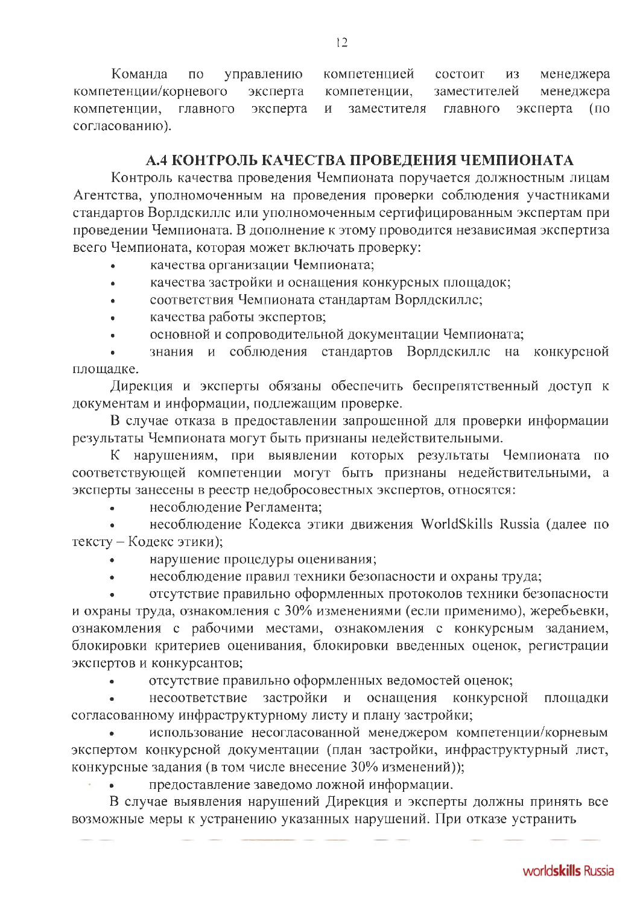Команда по управлению компетенцией состоит из менеджера компетенции/корневого эксперта компетенции, заместителей менеджера компетенции, главного эксперта и заместителя главного эксперта (по согласованию).

## А.4 КОНТРОЛЬ КАЧЕСТВА ПРОВЕДЕНИЯ ЧЕМПИОНАТА

Контроль качества проведения Чемпионата поручается должностным лицам Агентства, уполномоченным на проведения проверки соблюдения участниками стандартов Ворлдскиллс или уполномоченным сертифицированным экспертам при проведении Чемпионата. В дополнение к этому проводится независимая экспертиза всего Чемпионата, которая может включать проверку:

- качества организации Чемпионата;
- качества застройки и оснащения конкурсных площадок;
- соответствия Чемпионата стандартам Ворлдскиллс;
- качества работы экспертов;
- основной и сопроводительной документации Чемпионата;
- знания и соблюдения стандартов Ворлдскиллс на конкурсной площадке.

Дирекция и эксперты обязаны обеспечить беспрепятственный доступ к документам и информации, подлежащим проверке.

В случае отказа в предоставлении запрошенной для проверки информации результаты Чемпионата могут быть признаны недействительными.

К нарушениям, при выявлении которых результаты Чемпионата по соответствующей компетенции могут быть признаны недействительными, а эксперты занесены в реестр недобросовестных экспертов, относятся:

- несоблюдение Регламента;
- несоблюдение Кодекса этики движения WorldSkills Russia (далее по тексту – Кодекс этики);
- нарушение процедуры оценивания;
- несоблюдение правил техники безопасности и охраны труда;
- отсутствие правильно оформленных протоколов техники безопасности и охраны труда, ознакомления с 30% изменениями (если применимо), жеребьевки, ознакомления с рабочими местами, ознакомления с конкурсным заданием, блокировки критериев оценивания, блокировки введенных оценок, регистрации экспертов и конкурсантов;
- отсутствие правильно оформленных ведомостей оценок;
- несоответствие застройки и оснащения конкурсной площадки согласованному инфраструктурному листу и плану застройки;
- использование несогласованной менеджером компетенции/корневым экспертом конкурсной документации (план застройки, инфраструктурный лист, конкурсные задания (в том числе внесение 30% изменений));
- предоставление заведомо ложной информации.

В случае выявления нарушений Дирекция и эксперты должны принять все возможные меры к устранению указанных нарушений. При отказе устранить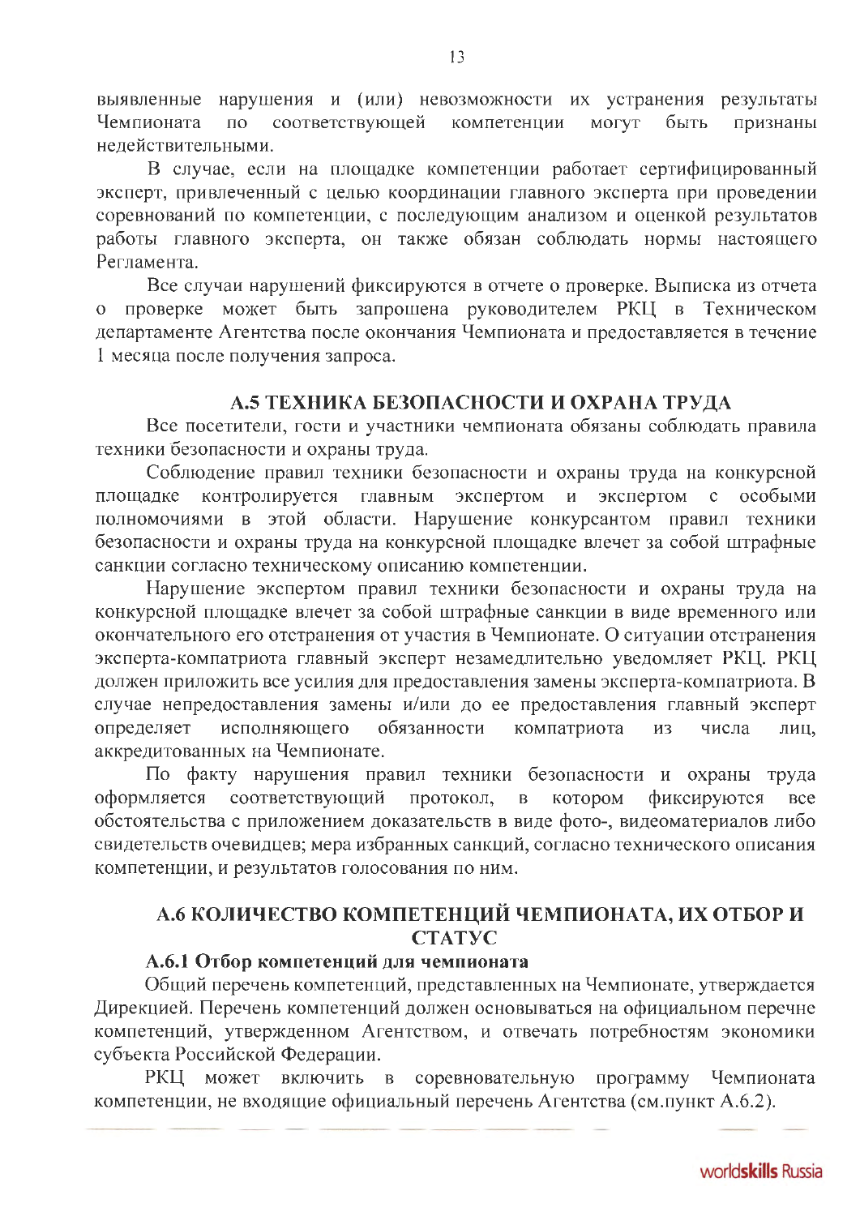выявленные нарушения и (или) невозможности их устранения результаты Чемпионата по соответствующей компетенции могут быть признаны недействительными.

В случае, если на площадке компетенции работает сертифицированный эксперт, привлеченный с целью координации главного эксперта при проведении соревнований по компетенции, с последующим анализом и оценкой результатов работы главного эксперта, он также обязан соблюдать нормы настоящего Регламента.

Все случаи нарушений фиксируются в отчете о проверке. Выписка из отчета о проверке может быть запрошена руководителем РКЦ в Техническом департаменте Агентства после окончания Чемпионата и предоставляется в течение 1 месяца после получения запроса.

## А.5 ТЕХНИКА БЕЗОПАСНОСТИ И ОХРАНА ТРУДА

Все посетители, гости и участники чемпионата обязаны соблюдать правила техники безопасности и охраны труда.

Соблюдение правил техники безопасности и охраны труда на конкурсной площадке контролируется главным экспертом и экспертом с особыми полномочиями в этой области. Нарушение конкурсантом правил техники безопасности и охраны труда на конкурсной площадке влечет за собой штрафные санкции согласно техническому описанию компетенции.

Нарушение экспертом правил техники безопасности и охраны труда на конкурсной площадке влечет за собой штрафные санкции в виде временного или окончательного его отстранения от участия в Чемпионате. О ситуации отстранения эксперта-компатриота главный эксперт незамедлительно уведомляет РКЦ. РКЦ должен приложить все усилия для предоставления замены эксперта-компатриота. В случае непредоставления замены и/или до ее предоставления главный эксперт определяет исполняющего обязанности компатриота из числа лиц, аккредитованных на Чемпионате.

По факту нарушения правил техники безопасности и охраны труда оформляется соответствующий протокол, в котором фиксируются все обстоятельства с приложением доказательств в виде фото-, видеоматериалов либо свидетельств очевидцев; мера избранных санкций, согласно технического описания компетенции, и результатов голосования по ним.

## А.6 КОЛИЧЕСТВО КОМПЕТЕНЦИЙ ЧЕМПИОНАТА, ИХ ОТБОР И СТАТУС

### А.6.1 Отбор компетенций для чемпионата

Общий перечень компетенций, представленных на Чемпионате, утверждается Дирекцией. Перечень компетенций должен основываться на официальном перечне компетенций, утвержденном Агентством, и отвечать потребностям экономики субъекта Российской Федерации.

РКЦ может включить в соревновательную программу Чемпионата компетенции, не входящие официальный перечень Агентства (см.пункт А.6.2).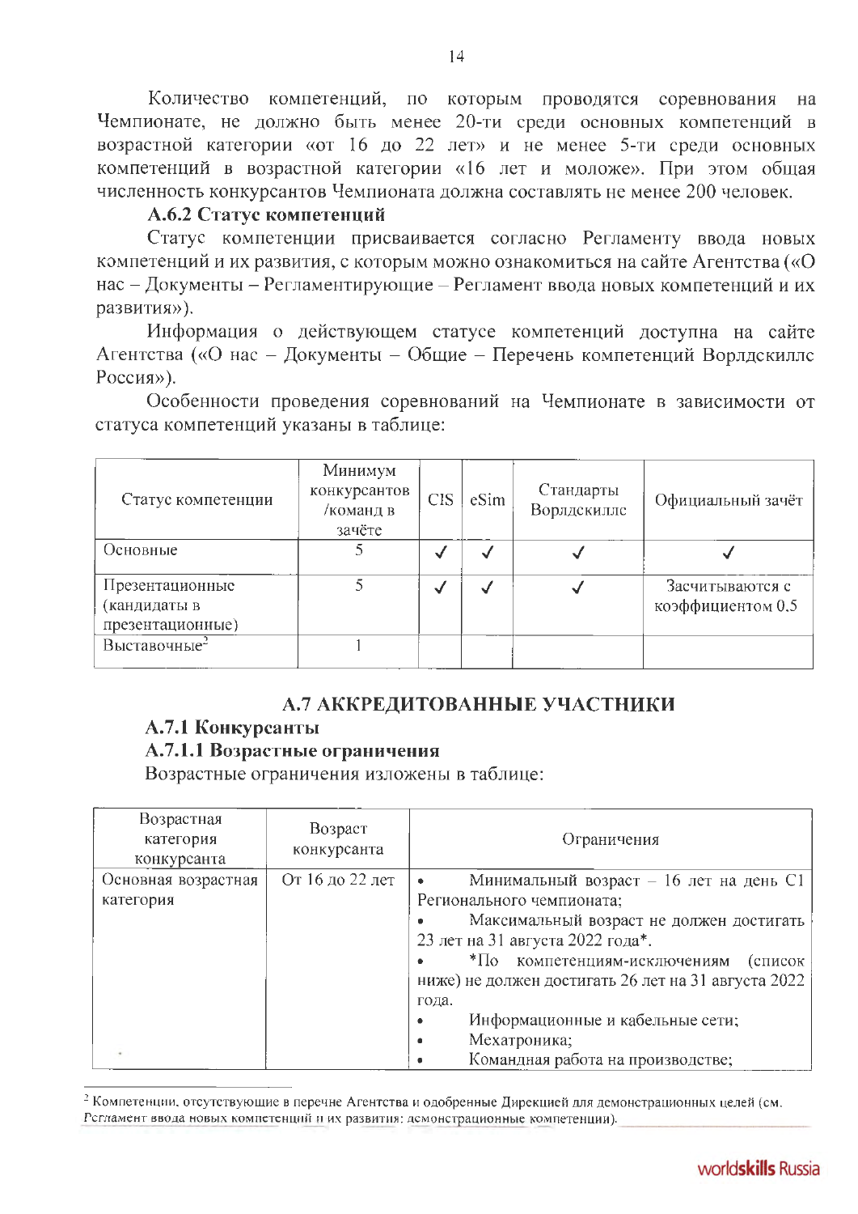Количество компетенций, по которым проводятся соревнования на Чемпионате, не должно быть менее 20-ти среди основных компетенций в возрастной категории «от 16 до 22 лет» и не менее 5-ти среди основных компетенций в возрастной категории «16 лет и моложе». При этом общая численность конкурсантов Чемпионата должна составлять не менее 200 человек.

### А.6.2 Статус компетенций

Статус компетенции присваивается согласно Регламенту ввода новых компетенций и их развития, с которым можно ознакомиться на сайте Агентства («О нас – Документы – Регламентирующие – Регламент ввода новых компетенций и их развития»).

Информация о действующем статусе компетенций доступна на сайте Агентства («О нас – Документы – Общие – Перечень компетенций Ворлдскиллс Россия»).

Особенности проведения соревнований на Чемпионате в зависимости от статуса компетенций указаны в таблице:

| Статус компетенции | Минимум конкурсантов /команд в зачёте | CIS | eSim | Стандарты Ворлдскиллс | Официальный зачёт |
|---|---|---|---|---|---|
| Основные | 5 | ✓ | ✓ | ✓ | ✓ |
| Презентационные (кандидаты в презентационные) | 5 | ✓ | ✓ | ✓ | Засчитываются с коэффициентом 0.5 |
| Выставочные[2] | 1 | | | | |

## А.7 АККРЕДИТОВАННЫЕ УЧАСТНИКИ

### А.7.1 Конкурсанты

#### А.7.1.1 Возрастные ограничения

Возрастные ограничения изложены в таблице:

| Возрастная категория конкурсанта | Возраст конкурсанта | Ограничения |
|---|---|---|
| Основная возрастная категория | От 16 до 22 лет | • Минимальный возраст – 16 лет на день С1 Регионального чемпионата;<br>• Максимальный возраст не должен достигать 23 лет на 31 августа 2022 года*.<br>• *По компетенциям-исключениям (список ниже) не должен достигать 26 лет на 31 августа 2022 года.<br>• Информационные и кабельные сети;<br>• Мехатроника;<br>• Командная работа на производстве; |

[2] Компетенции, отсутствующие в перечне Агентства и одобренные Дирекцией для демонстрационных целей (см. Регламент ввода новых компетенций и их развития: демонстрационные компетенции).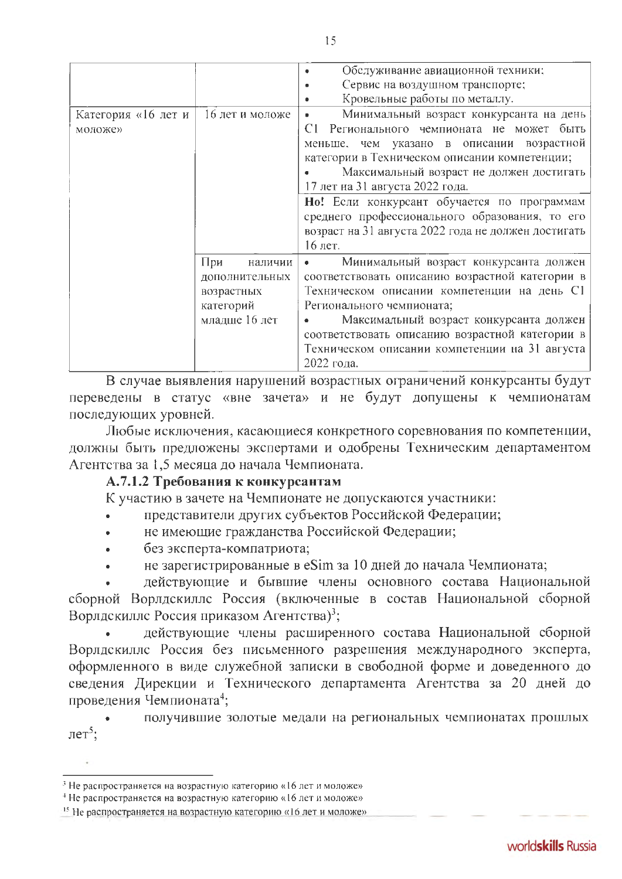| | | |
|---|---|---|
| | | • Обслуживание авиационной техники; • Сервис на воздушном транспорте; • Кровельные работы по металлу. |
| Категория «16 лет и моложе» | 16 лет и моложе | • Минимальный возраст конкурсанта на день С1 Регионального чемпионата не может быть меньше, чем указано в описании возрастной категории в Техническом описании компетенции; • Максимальный возраст не должен достигать 17 лет на 31 августа 2022 года. **Но!** Если конкурсант обучается по программам среднего профессионального образования, то его возраст на 31 августа 2022 года не должен достигать 16 лет. |
| | При наличии дополнительных возрастных категорий младше 16 лет | • Минимальный возраст конкурсанта должен соответствовать описанию возрастной категории в Техническом описании компетенции на день С1 Регионального чемпионата; • Максимальный возраст конкурсанта должен соответствовать описанию возрастной категории в Техническом описании компетенции на 31 августа 2022 года. |

В случае выявления нарушений возрастных ограничений конкурсанты будут переведены в статус «вне зачета» и не будут допущены к чемпионатам последующих уровней.

Любые исключения, касающиеся конкретного соревнования по компетенции, должны быть предложены экспертами и одобрены Техническим департаментом Агентства за 1,5 месяца до начала Чемпионата.

### А.7.1.2 Требования к конкурсантам

К участию в зачете на Чемпионате не допускаются участники:

- представители других субъектов Российской Федерации;
- не имеющие гражданства Российской Федерации;
- без эксперта-компатриота;
- не зарегистрированные в eSim за 10 дней до начала Чемпионата;
- действующие и бывшие члены основного состава Национальной сборной Ворлдскиллс Россия (включенные в состав Национальной сборной Ворлдскиллс Россия приказом Агентства)[3];
- действующие члены расширенного состава Национальной сборной Ворлдскиллс Россия без письменного разрешения международного эксперта, оформленного в виде служебной записки в свободной форме и доведенного до сведения Дирекции и Технического департамента Агентства за 20 дней до проведения Чемпионата[4];
- получившие золотые медали на региональных чемпионатах прошлых лет[5];

---

[3] Не распространяется на возрастную категорию «16 лет и моложе»

[4] Не распространяется на возрастную категорию «16 лет и моложе»

[5] Не распространяется на возрастную категорию «16 лет и моложе»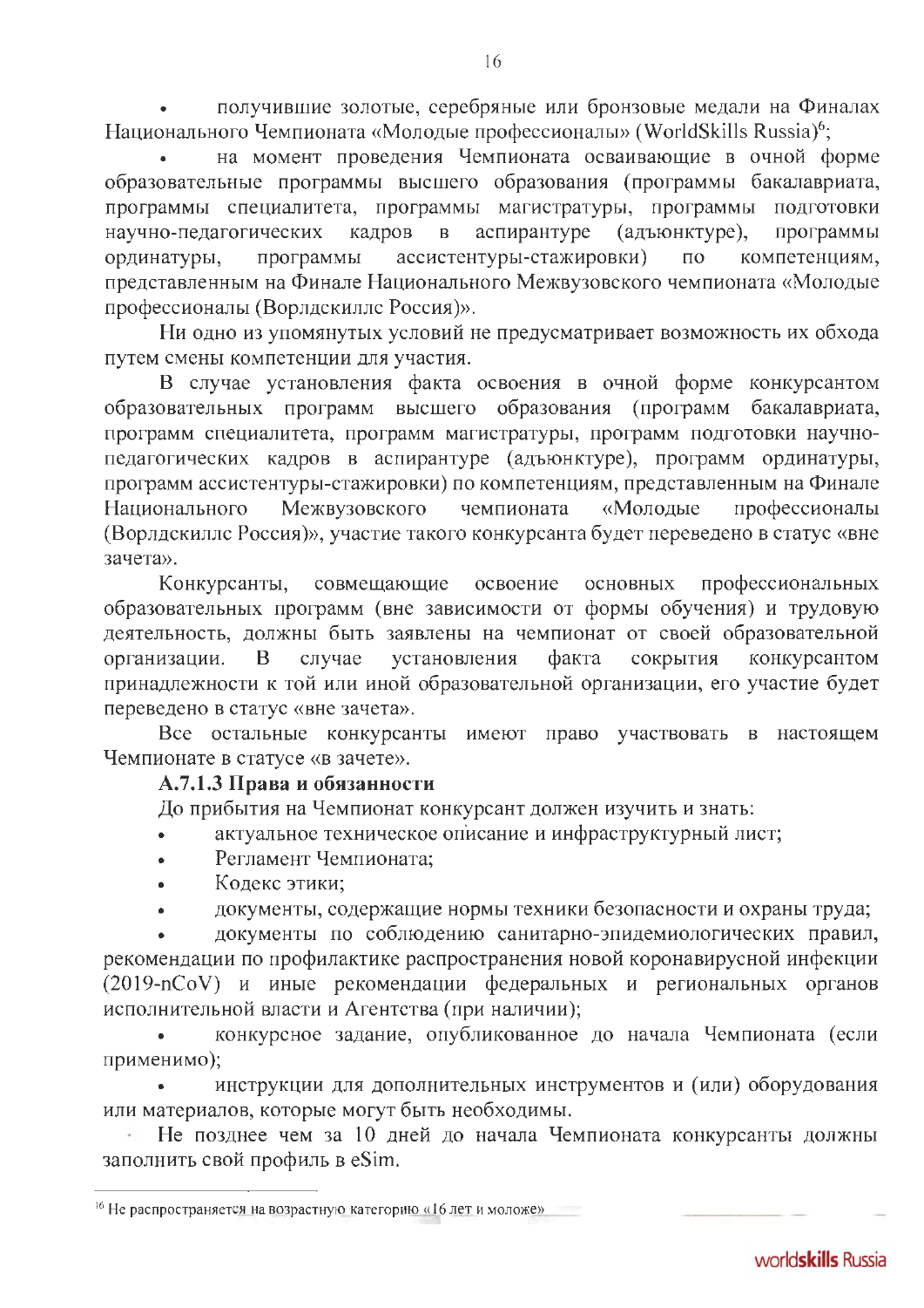- получившие золотые, серебряные или бронзовые медали на Финалах Национального Чемпионата «Молодые профессионалы» (WorldSkills Russia)[6];
- на момент проведения Чемпионата осваивающие в очной форме образовательные программы высшего образования (программы бакалавриата, программы специалитета, программы магистратуры, программы подготовки научно-педагогических кадров в аспирантуре (адъюнктуре), программы ординатуры, программы ассистентуры-стажировки) по компетенциям, представленным на Финале Национального Межвузовского чемпионата «Молодые профессионалы (Ворлдскиллс Россия)».

Ни одно из упомянутых условий не предусматривает возможность их обхода путем смены компетенции для участия.

В случае установления факта освоения в очной форме конкурсантом образовательных программ высшего образования (программ бакалавриата, программ специалитета, программ магистратуры, программ подготовки научно-педагогических кадров в аспирантуре (адъюнктуре), программ ординатуры, программ ассистентуры-стажировки) по компетенциям, представленным на Финале Национального Межвузовского чемпионата «Молодые профессионалы (Ворлдскиллс Россия)», участие такого конкурсанта будет переведено в статус «вне зачета».

Конкурсанты, совмещающие освоение основных профессиональных образовательных программ (вне зависимости от формы обучения) и трудовую деятельность, должны быть заявлены на чемпионат от своей образовательной организации. В случае установления факта сокрытия конкурсантом принадлежности к той или иной образовательной организации, его участие будет переведено в статус «вне зачета».

Все остальные конкурсанты имеют право участвовать в настоящем Чемпионате в статусе «в зачете».

**А.7.1.3 Права и обязанности**

До прибытия на Чемпионат конкурсант должен изучить и знать:

- актуальное техническое описание и инфраструктурный лист;
- Регламент Чемпионата;
- Кодекс этики;
- документы, содержащие нормы техники безопасности и охраны труда;
- документы по соблюдению санитарно-эпидемиологических правил, рекомендации по профилактике распространения новой коронавирусной инфекции (2019-nCoV) и иные рекомендации федеральных и региональных органов исполнительной власти и Агентства (при наличии);
- конкурсное задание, опубликованное до начала Чемпионата (если применимо);
- инструкции для дополнительных инструментов и (или) оборудования или материалов, которые могут быть необходимы.

Не позднее чем за 10 дней до начала Чемпионата конкурсанты должны заполнить свой профиль в eSim.

---

[16] Не распространяется на возрастную категорию «16 лет и моложе»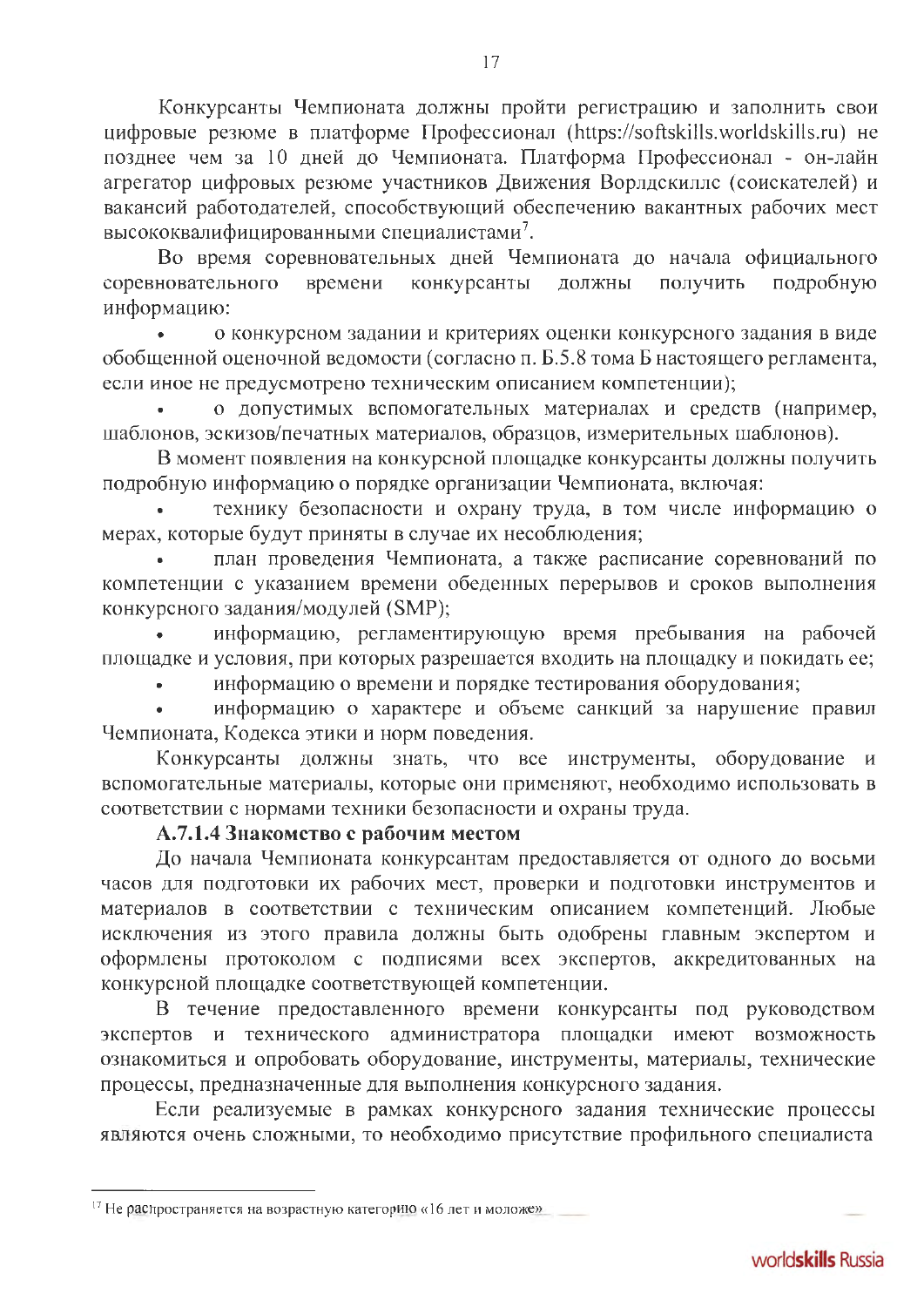Конкурсанты Чемпионата должны пройти регистрацию и заполнить свои цифровые резюме в платформе Профессионал (https://softskills.worldskills.ru) не позднее чем за 10 дней до Чемпионата. Платформа Профессионал - он-лайн агрегатор цифровых резюме участников Движения Ворлдскиллс (соискателей) и вакансий работодателей, способствующий обеспечению вакантных рабочих мест высококвалифицированными специалистами[7].

Во время соревновательных дней Чемпионата до начала официального соревновательного времени конкурсанты должны получить подробную информацию:

- о конкурсном задании и критериях оценки конкурсного задания в виде обобщенной оценочной ведомости (согласно п. Б.5.8 тома Б настоящего регламента, если иное не предусмотрено техническим описанием компетенции);
- о допустимых вспомогательных материалах и средств (например, шаблонов, эскизов/печатных материалов, образцов, измерительных шаблонов).

В момент появления на конкурсной площадке конкурсанты должны получить подробную информацию о порядке организации Чемпионата, включая:

- технику безопасности и охрану труда, в том числе информацию о мерах, которые будут приняты в случае их несоблюдения;
- план проведения Чемпионата, а также расписание соревнований по компетенции с указанием времени обеденных перерывов и сроков выполнения конкурсного задания/модулей (SMP);
- информацию, регламентирующую время пребывания на рабочей площадке и условия, при которых разрешается входить на площадку и покидать ее;
- информацию о времени и порядке тестирования оборудования;
- информацию о характере и объеме санкций за нарушение правил Чемпионата, Кодекса этики и норм поведения.

Конкурсанты должны знать, что все инструменты, оборудование и вспомогательные материалы, которые они применяют, необходимо использовать в соответствии с нормами техники безопасности и охраны труда.

**А.7.1.4 Знакомство с рабочим местом**

До начала Чемпионата конкурсантам предоставляется от одного до восьми часов для подготовки их рабочих мест, проверки и подготовки инструментов и материалов в соответствии с техническим описанием компетенций. Любые исключения из этого правила должны быть одобрены главным экспертом и оформлены протоколом с подписями всех экспертов, аккредитованных на конкурсной площадке соответствующей компетенции.

В течение предоставленного времени конкурсанты под руководством экспертов и технического администратора площадки имеют возможность ознакомиться и опробовать оборудование, инструменты, материалы, технические процессы, предназначенные для выполнения конкурсного задания.

Если реализуемые в рамках конкурсного задания технические процессы являются очень сложными, то необходимо присутствие профильного специалиста

---

[17] Не распространяется на возрастную категорию «16 лет и моложе»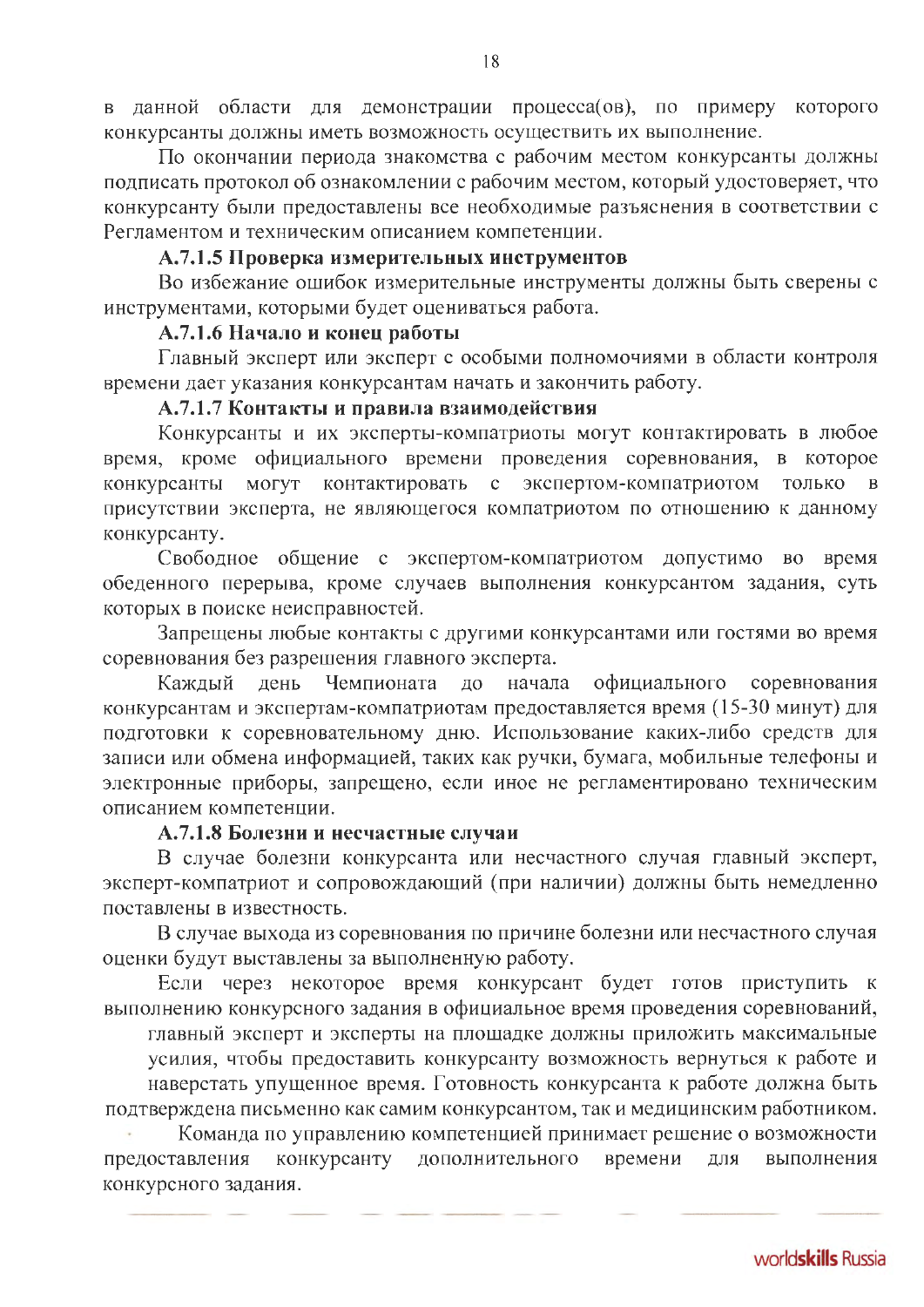в данной области для демонстрации процесса(ов), по примеру которого конкурсанты должны иметь возможность осуществить их выполнение.

По окончании периода знакомства с рабочим местом конкурсанты должны подписать протокол об ознакомлении с рабочим местом, который удостоверяет, что конкурсанту были предоставлены все необходимые разъяснения в соответствии с Регламентом и техническим описанием компетенции.

**А.7.1.5 Проверка измерительных инструментов**

Во избежание ошибок измерительные инструменты должны быть сверены с инструментами, которыми будет оцениваться работа.

**А.7.1.6 Начало и конец работы**

Главный эксперт или эксперт с особыми полномочиями в области контроля времени дает указания конкурсантам начать и закончить работу.

**А.7.1.7 Контакты и правила взаимодействия**

Конкурсанты и их эксперты-компатриоты могут контактировать в любое время, кроме официального времени проведения соревнования, в которое конкурсанты могут контактировать с экспертом-компатриотом только в присутствии эксперта, не являющегося компатриотом по отношению к данному конкурсанту.

Свободное общение с экспертом-компатриотом допустимо во время обеденного перерыва, кроме случаев выполнения конкурсантом задания, суть которых в поиске неисправностей.

Запрещены любые контакты с другими конкурсантами или гостями во время соревнования без разрешения главного эксперта.

Каждый день Чемпионата до начала официального соревнования конкурсантам и экспертам-компатриотам предоставляется время (15-30 минут) для подготовки к соревновательному дню. Использование каких-либо средств для записи или обмена информацией, таких как ручки, бумага, мобильные телефоны и электронные приборы, запрещено, если иное не регламентировано техническим описанием компетенции.

**А.7.1.8 Болезни и несчастные случаи**

В случае болезни конкурсанта или несчастного случая главный эксперт, эксперт-компатриот и сопровождающий (при наличии) должны быть немедленно поставлены в известность.

В случае выхода из соревнования по причине болезни или несчастного случая оценки будут выставлены за выполненную работу.

Если через некоторое время конкурсант будет готов приступить к выполнению конкурсного задания в официальное время проведения соревнований, главный эксперт и эксперты на площадке должны приложить максимальные усилия, чтобы предоставить конкурсанту возможность вернуться к работе и наверстать упущенное время. Готовность конкурсанта к работе должна быть подтверждена письменно как самим конкурсантом, так и медицинским работником.

Команда по управлению компетенцией принимает решение о возможности предоставления конкурсанту дополнительного времени для выполнения конкурсного задания.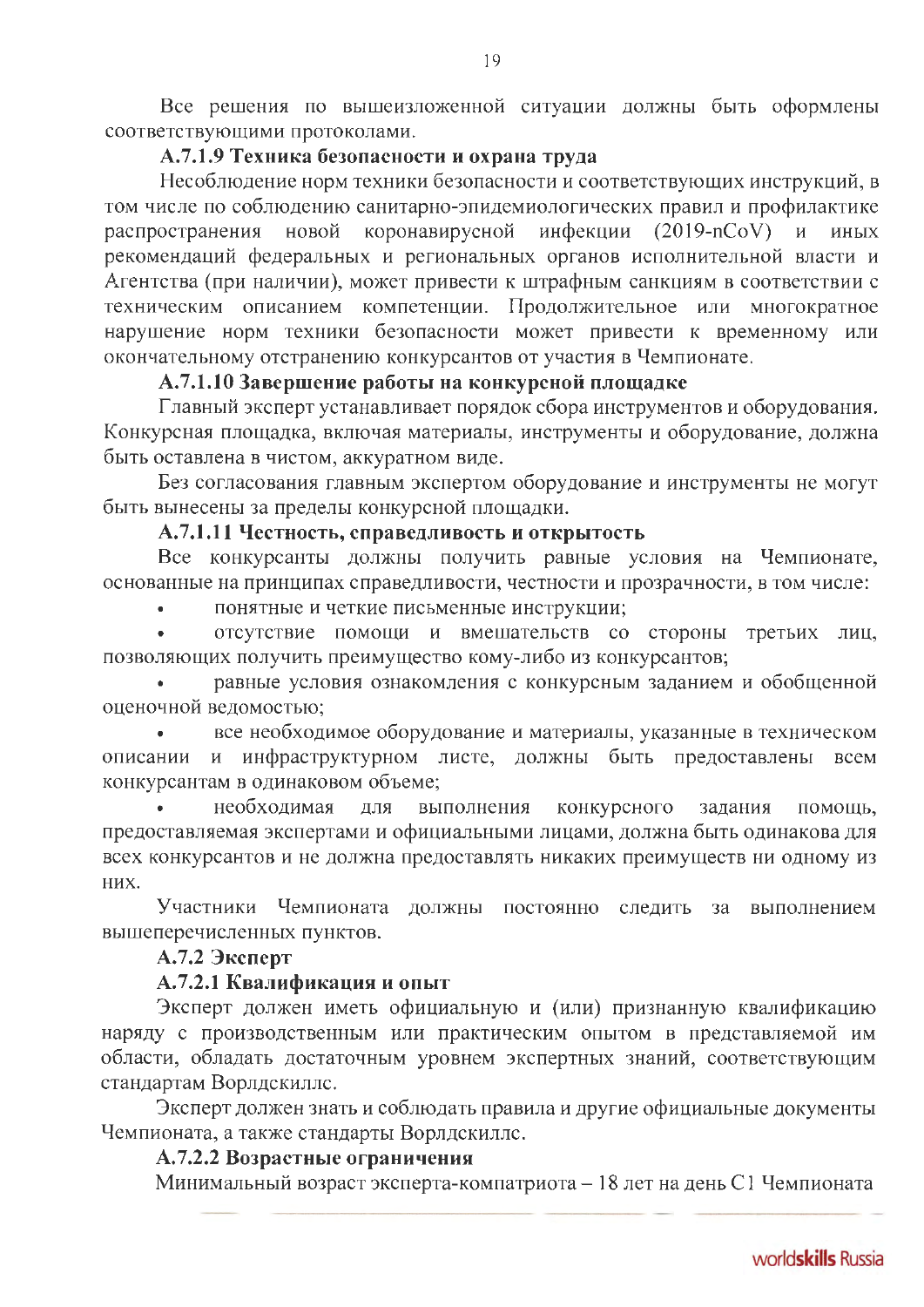Все решения по вышеизложенной ситуации должны быть оформлены соответствующими протоколами.

**А.7.1.9 Техника безопасности и охрана труда**

Несоблюдение норм техники безопасности и соответствующих инструкций, в том числе по соблюдению санитарно-эпидемиологических правил и профилактике распространения новой коронавирусной инфекции (2019-nCoV) и иных рекомендаций федеральных и региональных органов исполнительной власти и Агентства (при наличии), может привести к штрафным санкциям в соответствии с техническим описанием компетенции. Продолжительное или многократное нарушение норм техники безопасности может привести к временному или окончательному отстранению конкурсантов от участия в Чемпионате.

**А.7.1.10 Завершение работы на конкурсной площадке**

Главный эксперт устанавливает порядок сбора инструментов и оборудования. Конкурсная площадка, включая материалы, инструменты и оборудование, должна быть оставлена в чистом, аккуратном виде.

Без согласования главным экспертом оборудование и инструменты не могут быть вынесены за пределы конкурсной площадки.

**А.7.1.11 Честность, справедливость и открытость**

Все конкурсанты должны получить равные условия на Чемпионате, основанные на принципах справедливости, честности и прозрачности, в том числе:

- понятные и четкие письменные инструкции;
- отсутствие помощи и вмешательств со стороны третьих лиц, позволяющих получить преимущество кому-либо из конкурсантов;
- равные условия ознакомления с конкурсным заданием и обобщенной оценочной ведомостью;
- все необходимое оборудование и материалы, указанные в техническом описании и инфраструктурном листе, должны быть предоставлены всем конкурсантам в одинаковом объеме;
- необходимая для выполнения конкурсного задания помощь, предоставляемая экспертами и официальными лицами, должна быть одинакова для всех конкурсантов и не должна предоставлять никаких преимуществ ни одному из них.

Участники Чемпионата должны постоянно следить за выполнением вышеперечисленных пунктов.

**А.7.2 Эксперт**

**А.7.2.1 Квалификация и опыт**

Эксперт должен иметь официальную и (или) признанную квалификацию наряду с производственным или практическим опытом в представляемой им области, обладать достаточным уровнем экспертных знаний, соответствующим стандартам Ворлдскиллс.

Эксперт должен знать и соблюдать правила и другие официальные документы Чемпионата, а также стандарты Ворлдскиллс.

**А.7.2.2 Возрастные ограничения**

Минимальный возраст эксперта-компатриота – 18 лет на день С1 Чемпионата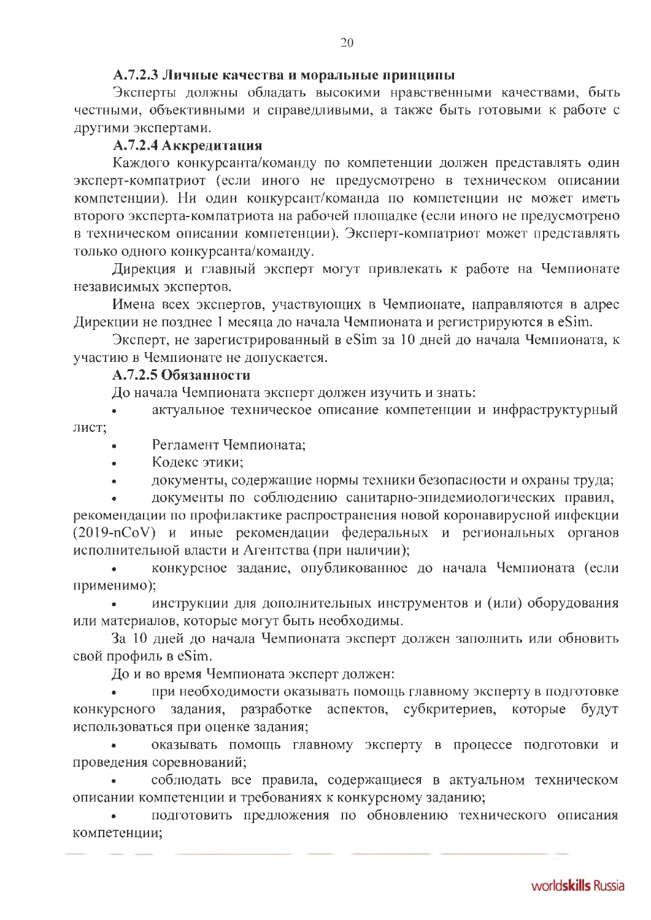#### A.7.2.3 Личные качества и моральные принципы

Эксперты должны обладать высокими нравственными качествами, быть честными, объективными и справедливыми, а также быть готовыми к работе с другими экспертами.

#### A.7.2.4 Аккредитация

Каждого конкурсанта/команду по компетенции должен представлять один эксперт-компатриот (если иного не предусмотрено в техническом описании компетенции). Ни один конкурсант/команда по компетенции не может иметь второго эксперта-компатриота на рабочей площадке (если иного не предусмотрено в техническом описании компетенции). Эксперт-компатриот может представлять только одного конкурсанта/команду.

Дирекция и главный эксперт могут привлекать к работе на Чемпионате независимых экспертов.

Имена всех экспертов, участвующих в Чемпионате, направляются в адрес Дирекции не позднее 1 месяца до начала Чемпионата и регистрируются в eSim.

Эксперт, не зарегистрированный в eSim за 10 дней до начала Чемпионата, к участию в Чемпионате не допускается.

#### A.7.2.5 Обязанности

До начала Чемпионата эксперт должен изучить и знать:

- актуальное техническое описание компетенции и инфраструктурный лист;
- Регламент Чемпионата;
- Кодекс этики;
- документы, содержащие нормы техники безопасности и охраны труда;
- документы по соблюдению санитарно-эпидемиологических правил, рекомендации по профилактике распространения новой коронавирусной инфекции (2019-nCoV) и иные рекомендации федеральных и региональных органов исполнительной власти и Агентства (при наличии);
- конкурсное задание, опубликованное до начала Чемпионата (если применимо);
- инструкции для дополнительных инструментов и (или) оборудования или материалов, которые могут быть необходимы.

За 10 дней до начала Чемпионата эксперт должен заполнить или обновить свой профиль в eSim.

До и во время Чемпионата эксперт должен:

- при необходимости оказывать помощь главному эксперту в подготовке конкурсного задания, разработке аспектов, субкритериев, которые будут использоваться при оценке задания;
- оказывать помощь главному эксперту в процессе подготовки и проведения соревнований;
- соблюдать все правила, содержащиеся в актуальном техническом описании компетенции и требованиях к конкурсному заданию;
- подготовить предложения по обновлению технического описания компетенции;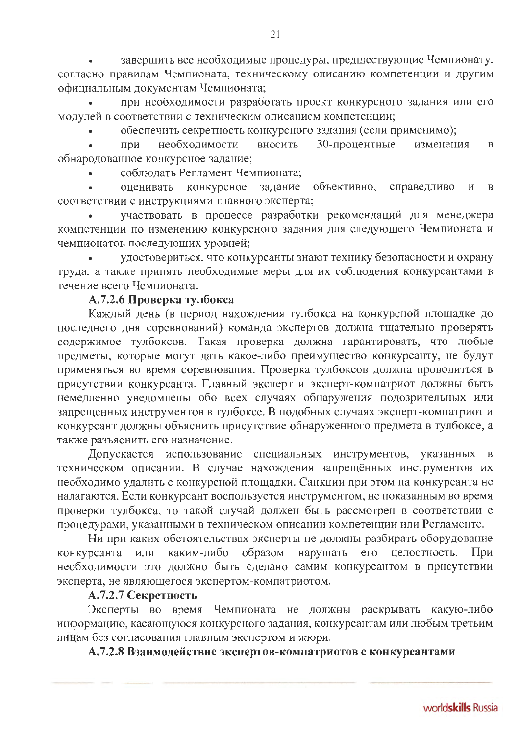- завершить все необходимые процедуры, предшествующие Чемпионату, согласно правилам Чемпионата, техническому описанию компетенции и другим официальным документам Чемпионата;
- при необходимости разработать проект конкурсного задания или его модулей в соответствии с техническим описанием компетенции;
- обеспечить секретность конкурсного задания (если применимо);
- при необходимости вносить 30-процентные изменения в обнародованное конкурсное задание;
- соблюдать Регламент Чемпионата;
- оценивать конкурсное задание объективно, справедливо и в соответствии с инструкциями главного эксперта;
- участвовать в процессе разработки рекомендаций для менеджера компетенции по изменению конкурсного задания для следующего Чемпионата и чемпионатов последующих уровней;
- удостовериться, что конкурсанты знают технику безопасности и охрану труда, а также принять необходимые меры для их соблюдения конкурсантами в течение всего Чемпионата.

**А.7.2.6 Проверка тулбокса**

Каждый день (в период нахождения тулбокса на конкурсной площадке до последнего дня соревнований) команда экспертов должна тщательно проверять содержимое тулбоксов. Такая проверка должна гарантировать, что любые предметы, которые могут дать какое-либо преимущество конкурсанту, не будут применяться во время соревнования. Проверка тулбоксов должна проводиться в присутствии конкурсанта. Главный эксперт и эксперт-компатриот должны быть немедленно уведомлены обо всех случаях обнаружения подозрительных или запрещенных инструментов в тулбоксе. В подобных случаях эксперт-компатриот и конкурсант должны объяснить присутствие обнаруженного предмета в тулбоксе, а также разъяснить его назначение.

Допускается использование специальных инструментов, указанных в техническом описании. В случае нахождения запрещённых инструментов их необходимо удалить с конкурсной площадки. Санкции при этом на конкурсанта не налагаются. Если конкурсант воспользуется инструментом, не показанным во время проверки тулбокса, то такой случай должен быть рассмотрен в соответствии с процедурами, указанными в техническом описании компетенции или Регламенте.

Ни при каких обстоятельствах эксперты не должны разбирать оборудование конкурсанта или каким-либо образом нарушать его целостность. При необходимости это должно быть сделано самим конкурсантом в присутствии эксперта, не являющегося экспертом-компатриотом.

**А.7.2.7 Секретность**

Эксперты во время Чемпионата не должны раскрывать какую-либо информацию, касающуюся конкурсного задания, конкурсантам или любым третьим лицам без согласования главным экспертом и жюри.

**А.7.2.8 Взаимодействие экспертов-компатриотов с конкурсантами**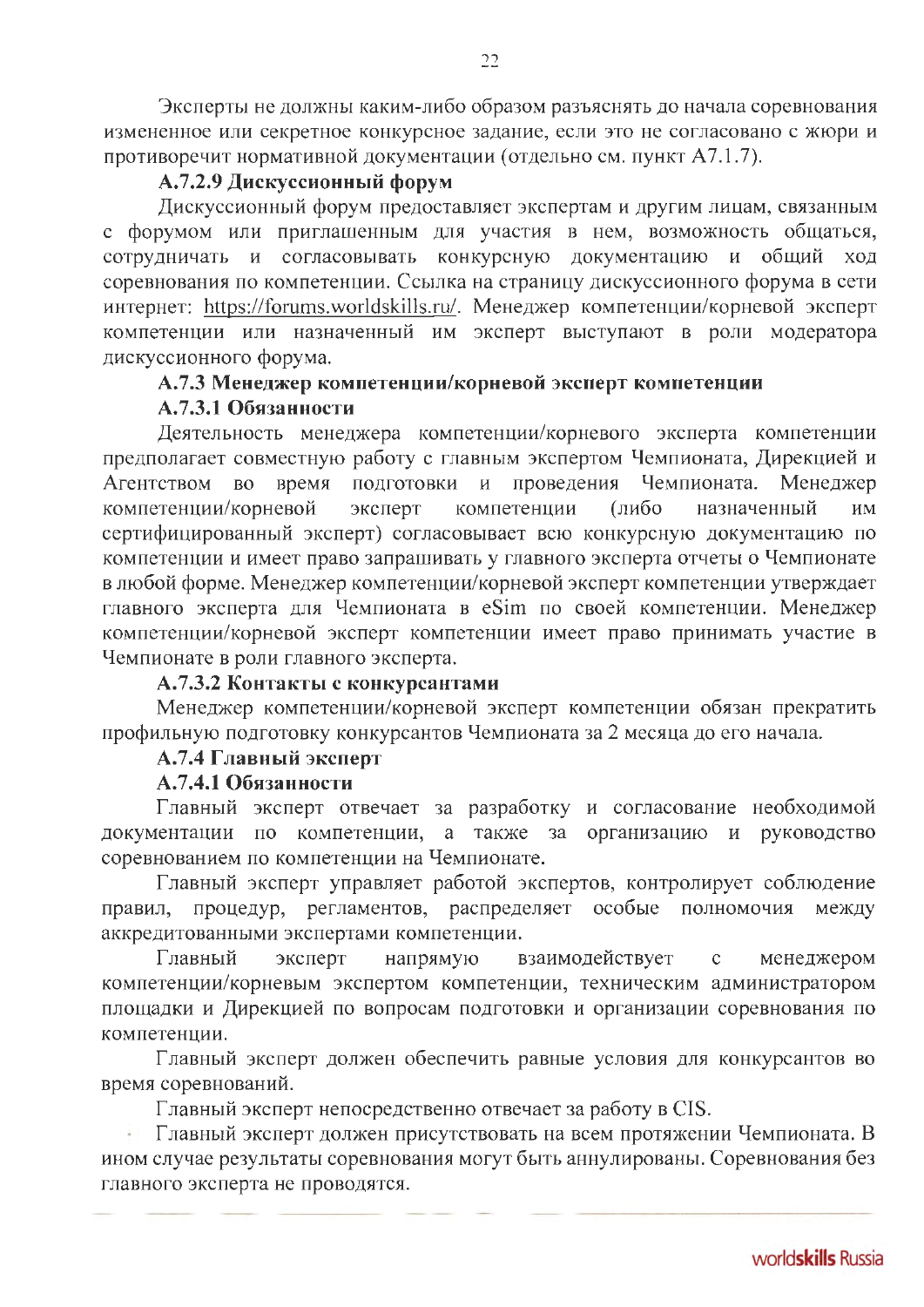Эксперты не должны каким-либо образом разъяснять до начала соревнования измененное или секретное конкурсное задание, если это не согласовано с жюри и противоречит нормативной документации (отдельно см. пункт А7.1.7).

#### А.7.2.9 Дискуссионный форум

Дискуссионный форум предоставляет экспертам и другим лицам, связанным с форумом или приглашенным для участия в нем, возможность общаться, сотрудничать и согласовывать конкурсную документацию и общий ход соревнования по компетенции. Ссылка на страницу дискуссионного форума в сети интернет: https://forums.worldskills.ru/. Менеджер компетенции/корневой эксперт компетенции или назначенный им эксперт выступают в роли модератора дискуссионного форума.

### А.7.3 Менеджер компетенции/корневой эксперт компетенции

#### А.7.3.1 Обязанности

Деятельность менеджера компетенции/корневого эксперта компетенции предполагает совместную работу с главным экспертом Чемпионата, Дирекцией и Агентством во время подготовки и проведения Чемпионата. Менеджер компетенции/корневой эксперт компетенции (либо назначенный им сертифицированный эксперт) согласовывает всю конкурсную документацию по компетенции и имеет право запрашивать у главного эксперта отчеты о Чемпионате в любой форме. Менеджер компетенции/корневой эксперт компетенции утверждает главного эксперта для Чемпионата в eSim по своей компетенции. Менеджер компетенции/корневой эксперт компетенции имеет право принимать участие в Чемпионате в роли главного эксперта.

#### А.7.3.2 Контакты с конкурсантами

Менеджер компетенции/корневой эксперт компетенции обязан прекратить профильную подготовку конкурсантов Чемпионата за 2 месяца до его начала.

### А.7.4 Главный эксперт

#### А.7.4.1 Обязанности

Главный эксперт отвечает за разработку и согласование необходимой документации по компетенции, а также за организацию и руководство соревнованием по компетенции на Чемпионате.

Главный эксперт управляет работой экспертов, контролирует соблюдение правил, процедур, регламентов, распределяет особые полномочия между аккредитованными экспертами компетенции.

Главный эксперт напрямую взаимодействует с менеджером компетенции/корневым экспертом компетенции, техническим администратором площадки и Дирекцией по вопросам подготовки и организации соревнования по компетенции.

Главный эксперт должен обеспечить равные условия для конкурсантов во время соревнований.

Главный эксперт непосредственно отвечает за работу в CIS.

Главный эксперт должен присутствовать на всем протяжении Чемпионата. В ином случае результаты соревнования могут быть аннулированы. Соревнования без главного эксперта не проводятся.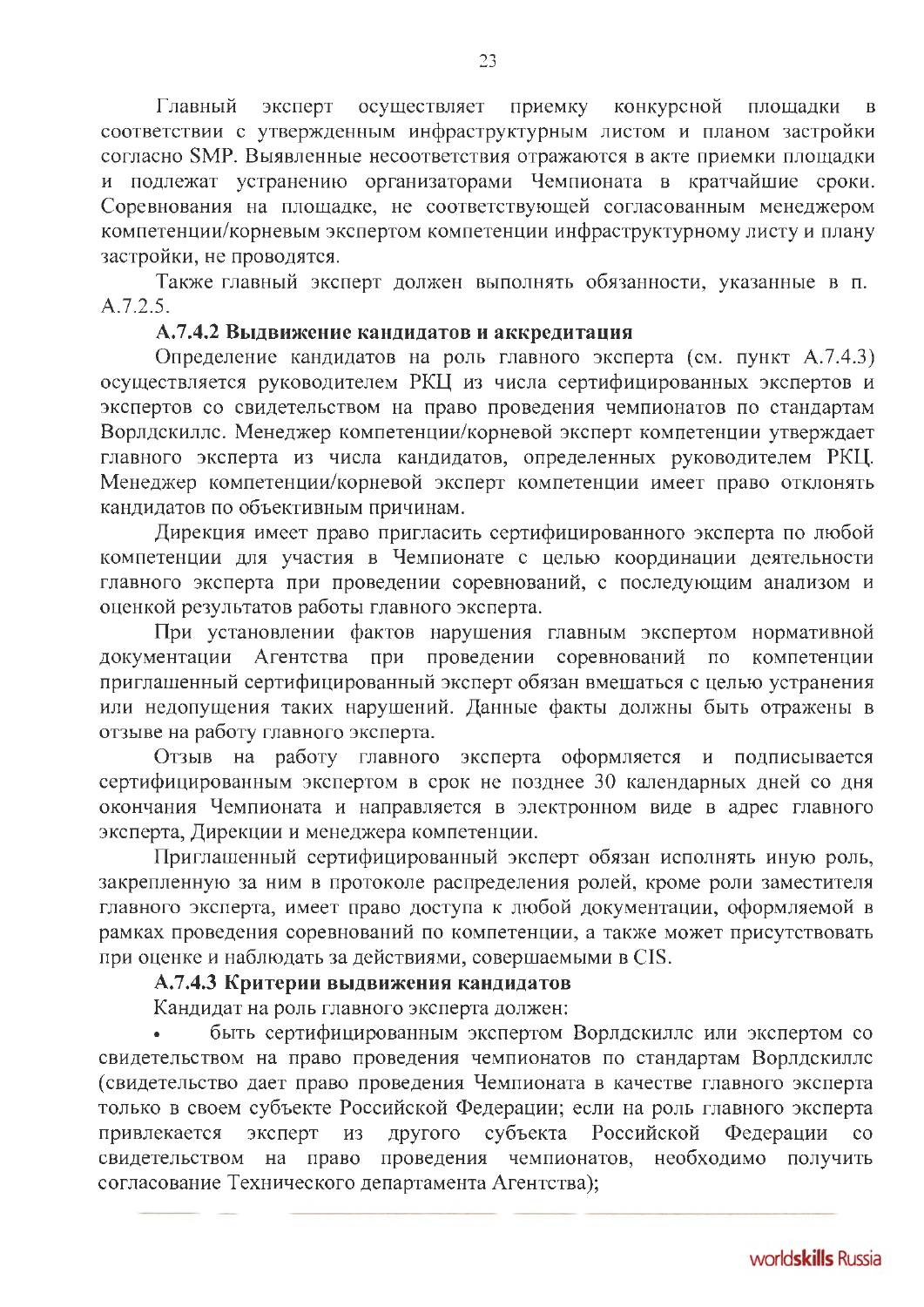Главный эксперт осуществляет приемку конкурсной площадки в соответствии с утвержденным инфраструктурным листом и планом застройки согласно SMP. Выявленные несоответствия отражаются в акте приемки площадки и подлежат устранению организаторами Чемпионата в кратчайшие сроки. Соревнования на площадке, не соответствующей согласованным менеджером компетенции/корневым экспертом компетенции инфраструктурному листу и плану застройки, не проводятся.

Также главный эксперт должен выполнять обязанности, указанные в п. А.7.2.5.

#### А.7.4.2 Выдвижение кандидатов и аккредитация

Определение кандидатов на роль главного эксперта (см. пункт А.7.4.3) осуществляется руководителем РКЦ из числа сертифицированных экспертов и экспертов со свидетельством на право проведения чемпионатов по стандартам Ворлдскиллс. Менеджер компетенции/корневой эксперт компетенции утверждает главного эксперта из числа кандидатов, определенных руководителем РКЦ. Менеджер компетенции/корневой эксперт компетенции имеет право отклонять кандидатов по объективным причинам.

Дирекция имеет право пригласить сертифицированного эксперта по любой компетенции для участия в Чемпионате с целью координации деятельности главного эксперта при проведении соревнований, с последующим анализом и оценкой результатов работы главного эксперта.

При установлении фактов нарушения главным экспертом нормативной документации Агентства при проведении соревнований по компетенции приглашенный сертифицированный эксперт обязан вмешаться с целью устранения или недопущения таких нарушений. Данные факты должны быть отражены в отзыве на работу главного эксперта.

Отзыв на работу главного эксперта оформляется и подписывается сертифицированным экспертом в срок не позднее 30 календарных дней со дня окончания Чемпионата и направляется в электронном виде в адрес главного эксперта, Дирекции и менеджера компетенции.

Приглашенный сертифицированный эксперт обязан исполнять иную роль, закрепленную за ним в протоколе распределения ролей, кроме роли заместителя главного эксперта, имеет право доступа к любой документации, оформляемой в рамках проведения соревнований по компетенции, а также может присутствовать при оценке и наблюдать за действиями, совершаемыми в CIS.

#### А.7.4.3 Критерии выдвижения кандидатов

Кандидат на роль главного эксперта должен:

- быть сертифицированным экспертом Ворлдскиллс или экспертом со свидетельством на право проведения чемпионатов по стандартам Ворлдскиллс (свидетельство дает право проведения Чемпионата в качестве главного эксперта только в своем субъекте Российской Федерации; если на роль главного эксперта привлекается эксперт из другого субъекта Российской Федерации со свидетельством на право проведения чемпионатов, необходимо получить согласование Технического департамента Агентства);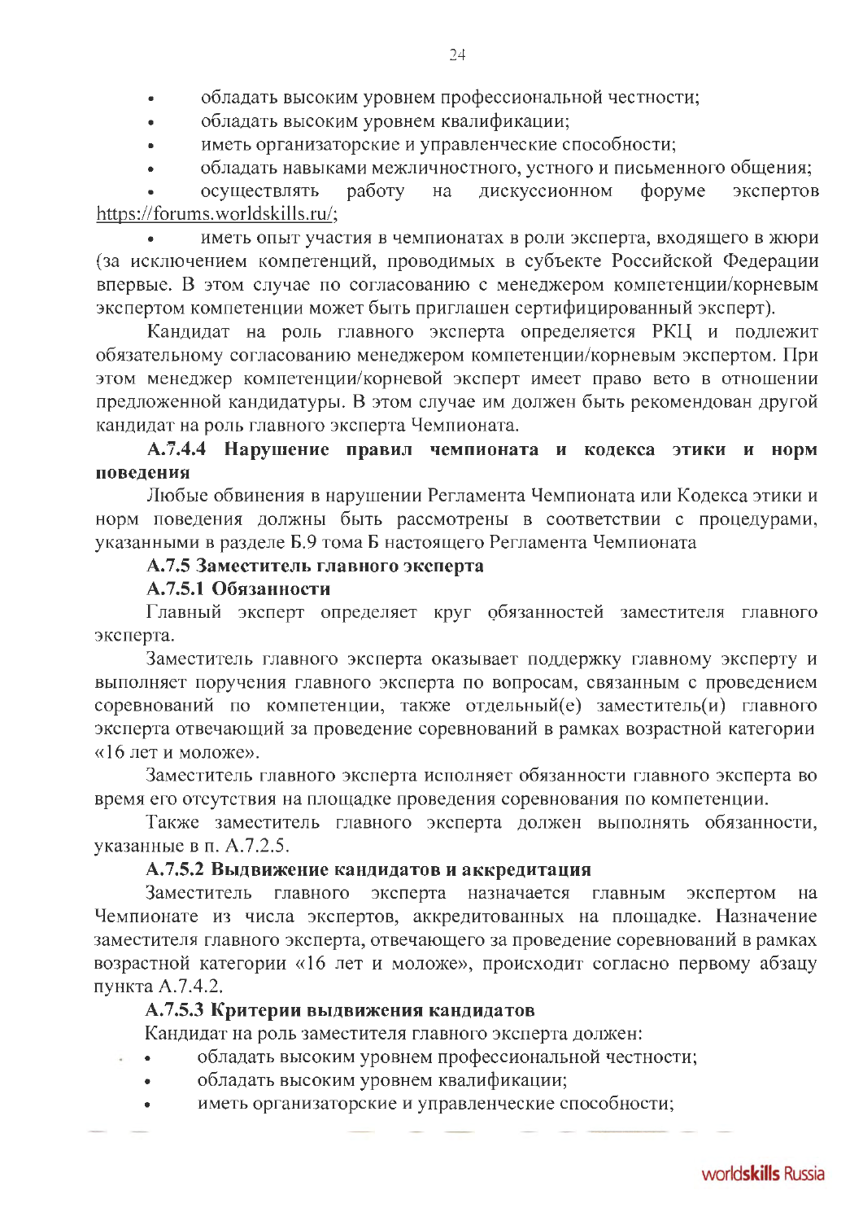- обладать высоким уровнем профессиональной честности;
- обладать высоким уровнем квалификации;
- иметь организаторские и управленческие способности;
- обладать навыками межличностного, устного и письменного общения;
- осуществлять работу на дискуссионном форуме экспертов https://forums.worldskills.ru/;
- иметь опыт участия в чемпионатах в роли эксперта, входящего в жюри (за исключением компетенций, проводимых в субъекте Российской Федерации впервые. В этом случае по согласованию с менеджером компетенции/корневым экспертом компетенции может быть приглашен сертифицированный эксперт).

Кандидат на роль главного эксперта определяется РКЦ и подлежит обязательному согласованию менеджером компетенции/корневым экспертом. При этом менеджер компетенции/корневой эксперт имеет право вето в отношении предложенной кандидатуры. В этом случае им должен быть рекомендован другой кандидат на роль главного эксперта Чемпионата.

#### А.7.4.4 Нарушение правил чемпионата и кодекса этики и норм поведения

Любые обвинения в нарушении Регламента Чемпионата или Кодекса этики и норм поведения должны быть рассмотрены в соответствии с процедурами, указанными в разделе Б.9 тома Б настоящего Регламента Чемпионата

### А.7.5 Заместитель главного эксперта

#### А.7.5.1 Обязанности

Главный эксперт определяет круг обязанностей заместителя главного эксперта.

Заместитель главного эксперта оказывает поддержку главному эксперту и выполняет поручения главного эксперта по вопросам, связанным с проведением соревнований по компетенции, также отдельный(е) заместитель(и) главного эксперта отвечающий за проведение соревнований в рамках возрастной категории «16 лет и моложе».

Заместитель главного эксперта исполняет обязанности главного эксперта во время его отсутствия на площадке проведения соревнования по компетенции.

Также заместитель главного эксперта должен выполнять обязанности, указанные в п. А.7.2.5.

#### А.7.5.2 Выдвижение кандидатов и аккредитация

Заместитель главного эксперта назначается главным экспертом на Чемпионате из числа экспертов, аккредитованных на площадке. Назначение заместителя главного эксперта, отвечающего за проведение соревнований в рамках возрастной категории «16 лет и моложе», происходит согласно первому абзацу пункта А.7.4.2.

#### А.7.5.3 Критерии выдвижения кандидатов

Кандидат на роль заместителя главного эксперта должен:

- обладать высоким уровнем профессиональной честности;
- обладать высоким уровнем квалификации;
- иметь организаторские и управленческие способности;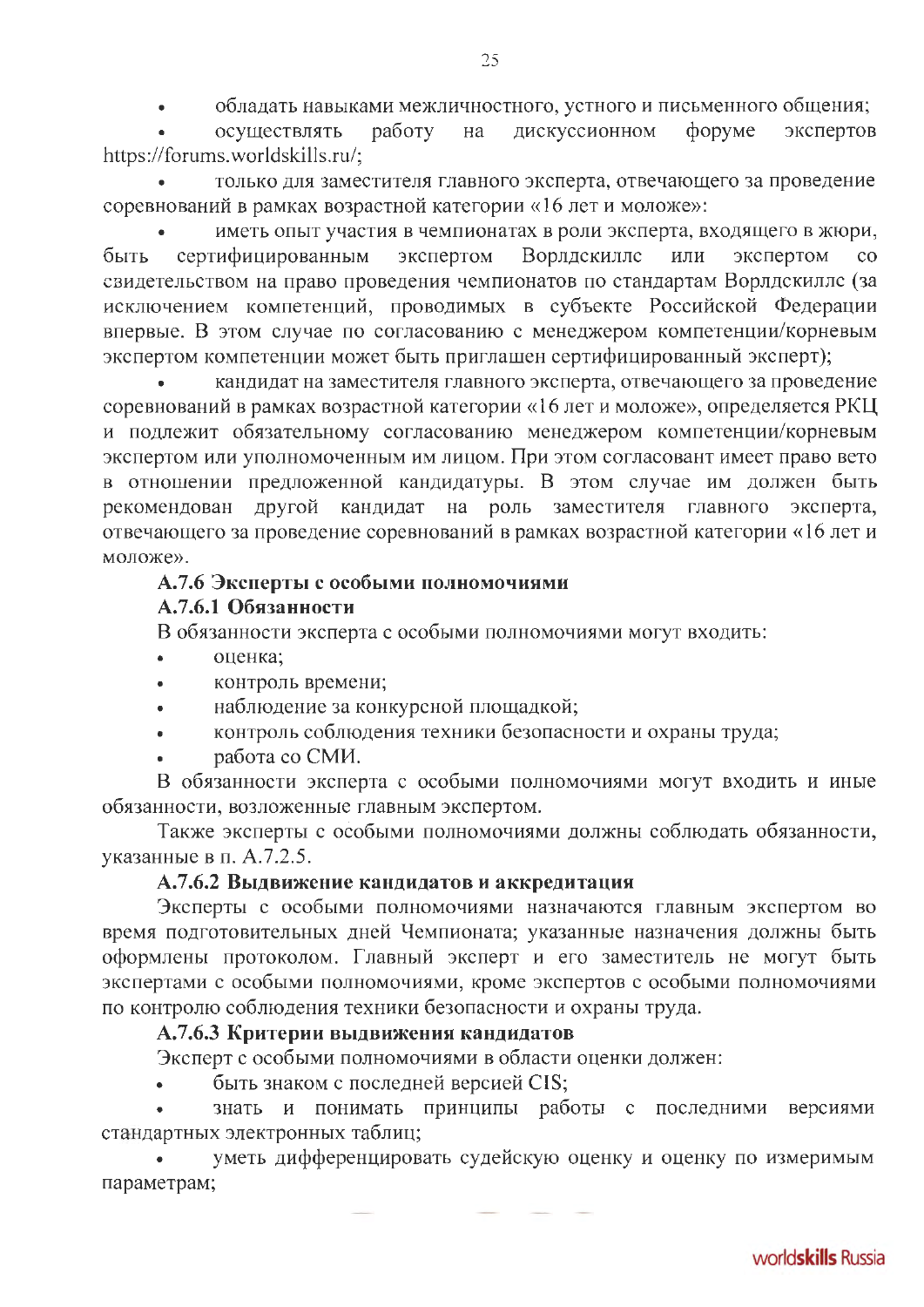- обладать навыками межличностного, устного и письменного общения;
- осуществлять работу на дискуссионном форуме экспертов https://forums.worldskills.ru/;
- только для заместителя главного эксперта, отвечающего за проведение соревнований в рамках возрастной категории «16 лет и моложе»:
- иметь опыт участия в чемпионатах в роли эксперта, входящего в жюри, быть сертифицированным экспертом Ворлдскиллс или экспертом со свидетельством на право проведения чемпионатов по стандартам Ворлдскиллс (за исключением компетенций, проводимых в субъекте Российской Федерации впервые. В этом случае по согласованию с менеджером компетенции/корневым экспертом компетенции может быть приглашен сертифицированный эксперт);
- кандидат на заместителя главного эксперта, отвечающего за проведение соревнований в рамках возрастной категории «16 лет и моложе», определяется РКЦ и подлежит обязательному согласованию менеджером компетенции/корневым экспертом или уполномоченным им лицом. При этом согласовант имеет право вето в отношении предложенной кандидатуры. В этом случае им должен быть рекомендован другой кандидат на роль заместителя главного эксперта, отвечающего за проведение соревнований в рамках возрастной категории «16 лет и моложе».

### А.7.6 Эксперты с особыми полномочиями

#### А.7.6.1 Обязанности

В обязанности эксперта с особыми полномочиями могут входить:

- оценка;
- контроль времени;
- наблюдение за конкурсной площадкой;
- контроль соблюдения техники безопасности и охраны труда;
- работа со СМИ.

В обязанности эксперта с особыми полномочиями могут входить и иные обязанности, возложенные главным экспертом.

Также эксперты с особыми полномочиями должны соблюдать обязанности, указанные в п. А.7.2.5.

#### А.7.6.2 Выдвижение кандидатов и аккредитация

Эксперты с особыми полномочиями назначаются главным экспертом во время подготовительных дней Чемпионата; указанные назначения должны быть оформлены протоколом. Главный эксперт и его заместитель не могут быть экспертами с особыми полномочиями, кроме экспертов с особыми полномочиями по контролю соблюдения техники безопасности и охраны труда.

#### А.7.6.3 Критерии выдвижения кандидатов

Эксперт с особыми полномочиями в области оценки должен:

- быть знаком с последней версией CIS;
- знать и понимать принципы работы с последними версиями стандартных электронных таблиц;
- уметь дифференцировать судейскую оценку и оценку по измеримым параметрам;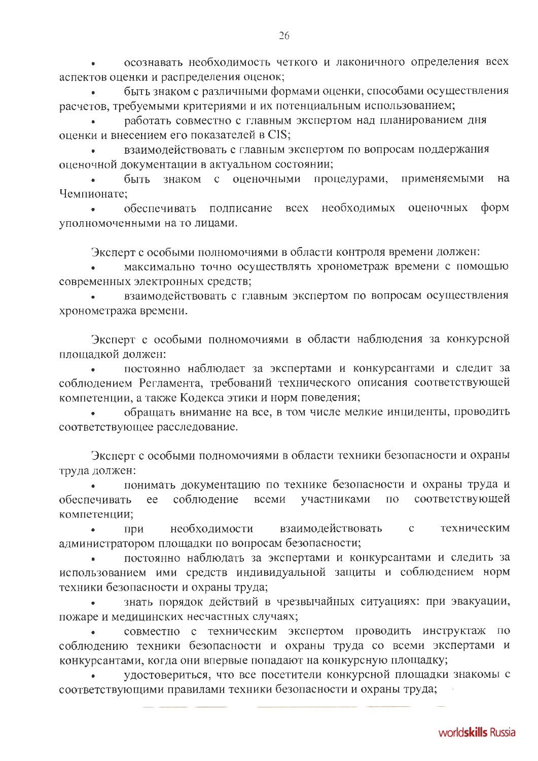- осознавать необходимость четкого и лаконичного определения всех аспектов оценки и распределения оценок;
- быть знаком с различными формами оценки, способами осуществления расчетов, требуемыми критериями и их потенциальным использованием;
- работать совместно с главным экспертом над планированием дня оценки и внесением его показателей в CIS;
- взаимодействовать с главным экспертом по вопросам поддержания оценочной документации в актуальном состоянии;
- быть знаком с оценочными процедурами, применяемыми на Чемпионате;
- обеспечивать подписание всех необходимых оценочных форм уполномоченными на то лицами.

Эксперт с особыми полномочиями в области контроля времени должен:

- максимально точно осуществлять хронометраж времени с помощью современных электронных средств;
- взаимодействовать с главным экспертом по вопросам осуществления хронометража времени.

Эксперт с особыми полномочиями в области наблюдения за конкурсной площадкой должен:

- постоянно наблюдает за экспертами и конкурсантами и следит за соблюдением Регламента, требований технического описания соответствующей компетенции, а также Кодекса этики и норм поведения;
- обращать внимание на все, в том числе мелкие инциденты, проводить соответствующее расследование.

Эксперт с особыми полномочиями в области техники безопасности и охраны труда должен:

- понимать документацию по технике безопасности и охраны труда и обеспечивать ее соблюдение всеми участниками по соответствующей компетенции;
- при необходимости взаимодействовать с техническим администратором площадки по вопросам безопасности;
- постоянно наблюдать за экспертами и конкурсантами и следить за использованием ими средств индивидуальной защиты и соблюдением норм техники безопасности и охраны труда;
- знать порядок действий в чрезвычайных ситуациях: при эвакуации, пожаре и медицинских несчастных случаях;
- совместно с техническим экспертом проводить инструктаж по соблюдению техники безопасности и охраны труда со всеми экспертами и конкурсантами, когда они впервые попадают на конкурсную площадку;
- удостовериться, что все посетители конкурсной площадки знакомы с соответствующими правилами техники безопасности и охраны труда;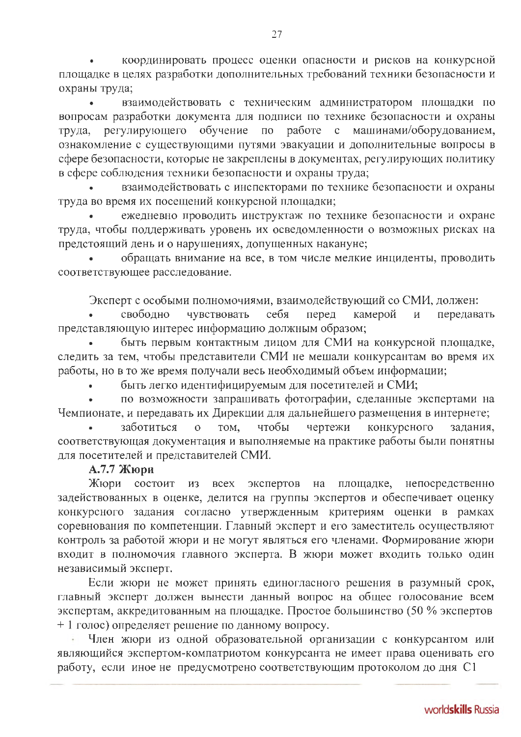- координировать процесс оценки опасности и рисков на конкурсной площадке в целях разработки дополнительных требований техники безопасности и охраны труда;
- взаимодействовать с техническим администратором площадки по вопросам разработки документа для подписи по технике безопасности и охраны труда, регулирующего обучение по работе с машинами/оборудованием, ознакомление с существующими путями эвакуации и дополнительные вопросы в сфере безопасности, которые не закреплены в документах, регулирующих политику в сфере соблюдения техники безопасности и охраны труда;
- взаимодействовать с инспекторами по технике безопасности и охраны труда во время их посещений конкурсной площадки;
- ежедневно проводить инструктаж по технике безопасности и охране труда, чтобы поддерживать уровень их осведомленности о возможных рисках на предстоящий день и о нарушениях, допущенных накануне;
- обращать внимание на все, в том числе мелкие инциденты, проводить соответствующее расследование.

Эксперт с особыми полномочиями, взаимодействующий со СМИ, должен:

- свободно чувствовать себя перед камерой и передавать представляющую интерес информацию должным образом;
- быть первым контактным лицом для СМИ на конкурсной площадке, следить за тем, чтобы представители СМИ не мешали конкурсантам во время их работы, но в то же время получали весь необходимый объем информации;
- быть легко идентифицируемым для посетителей и СМИ;
- по возможности запрашивать фотографии, сделанные экспертами на Чемпионате, и передавать их Дирекции для дальнейшего размещения в интернете;
- заботиться о том, чтобы чертежи конкурсного задания, соответствующая документация и выполняемые на практике работы были понятны для посетителей и представителей СМИ.

**А.7.7 Жюри**

Жюри состоит из всех экспертов на площадке, непосредственно задействованных в оценке, делится на группы экспертов и обеспечивает оценку конкурсного задания согласно утвержденным критериям оценки в рамках соревнования по компетенции. Главный эксперт и его заместитель осуществляют контроль за работой жюри и не могут являться его членами. Формирование жюри входит в полномочия главного эксперта. В жюри может входить только один независимый эксперт.

Если жюри не может принять единогласного решения в разумный срок, главный эксперт должен вынести данный вопрос на общее голосование всем экспертам, аккредитованным на площадке. Простое большинство (50 % экспертов + 1 голос) определяет решение по данному вопросу.

Член жюри из одной образовательной организации с конкурсантом или являющийся экспертом-компатриотом конкурсанта не имеет права оценивать его работу, если иное не предусмотрено соответствующим протоколом до дня С1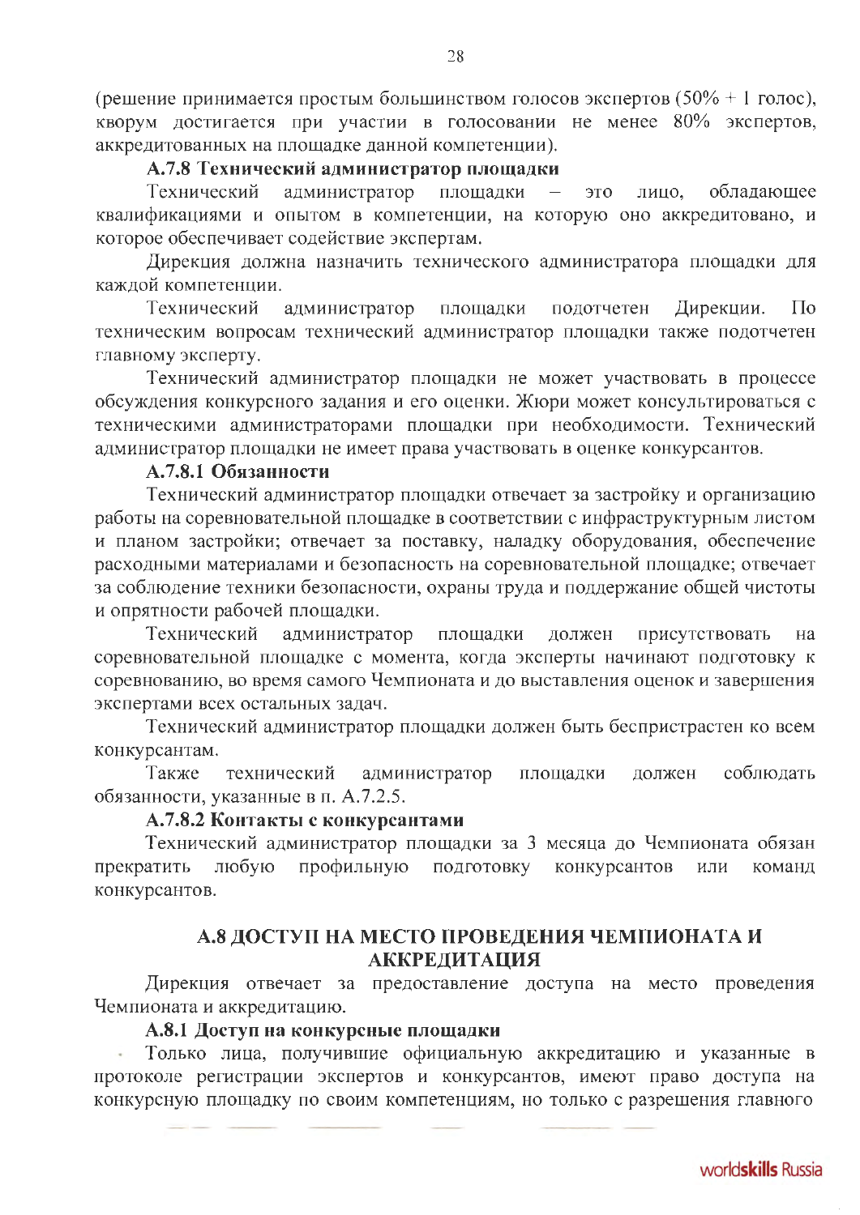(решение принимается простым большинством голосов экспертов (50% + 1 голос), кворум достигается при участии в голосовании не менее 80% экспертов, аккредитованных на площадке данной компетенции).

### А.7.8 Технический администратор площадки

Технический администратор площадки – это лицо, обладающее квалификациями и опытом в компетенции, на которую оно аккредитовано, и которое обеспечивает содействие экспертам.

Дирекция должна назначить технического администратора площадки для каждой компетенции.

Технический администратор площадки подотчетен Дирекции. По техническим вопросам технический администратор площадки также подотчетен главному эксперту.

Технический администратор площадки не может участвовать в процессе обсуждения конкурсного задания и его оценки. Жюри может консультироваться с техническими администраторами площадки при необходимости. Технический администратор площадки не имеет права участвовать в оценке конкурсантов.

#### А.7.8.1 Обязанности

Технический администратор площадки отвечает за застройку и организацию работы на соревновательной площадке в соответствии с инфраструктурным листом и планом застройки; отвечает за поставку, наладку оборудования, обеспечение расходными материалами и безопасность на соревновательной площадке; отвечает за соблюдение техники безопасности, охраны труда и поддержание общей чистоты и опрятности рабочей площадки.

Технический администратор площадки должен присутствовать на соревновательной площадке с момента, когда эксперты начинают подготовку к соревнованию, во время самого Чемпионата и до выставления оценок и завершения экспертами всех остальных задач.

Технический администратор площадки должен быть беспристрастен ко всем конкурсантам.

Также технический администратор площадки должен соблюдать обязанности, указанные в п. А.7.2.5.

#### А.7.8.2 Контакты с конкурсантами

Технический администратор площадки за 3 месяца до Чемпионата обязан прекратить любую профильную подготовку конкурсантов или команд конкурсантов.

## А.8 ДОСТУП НА МЕСТО ПРОВЕДЕНИЯ ЧЕМПИОНАТА И АККРЕДИТАЦИЯ

Дирекция отвечает за предоставление доступа на место проведения Чемпионата и аккредитацию.

### А.8.1 Доступ на конкурсные площадки

Только лица, получившие официальную аккредитацию и указанные в протоколе регистрации экспертов и конкурсантов, имеют право доступа на конкурсную площадку по своим компетенциям, но только с разрешения главного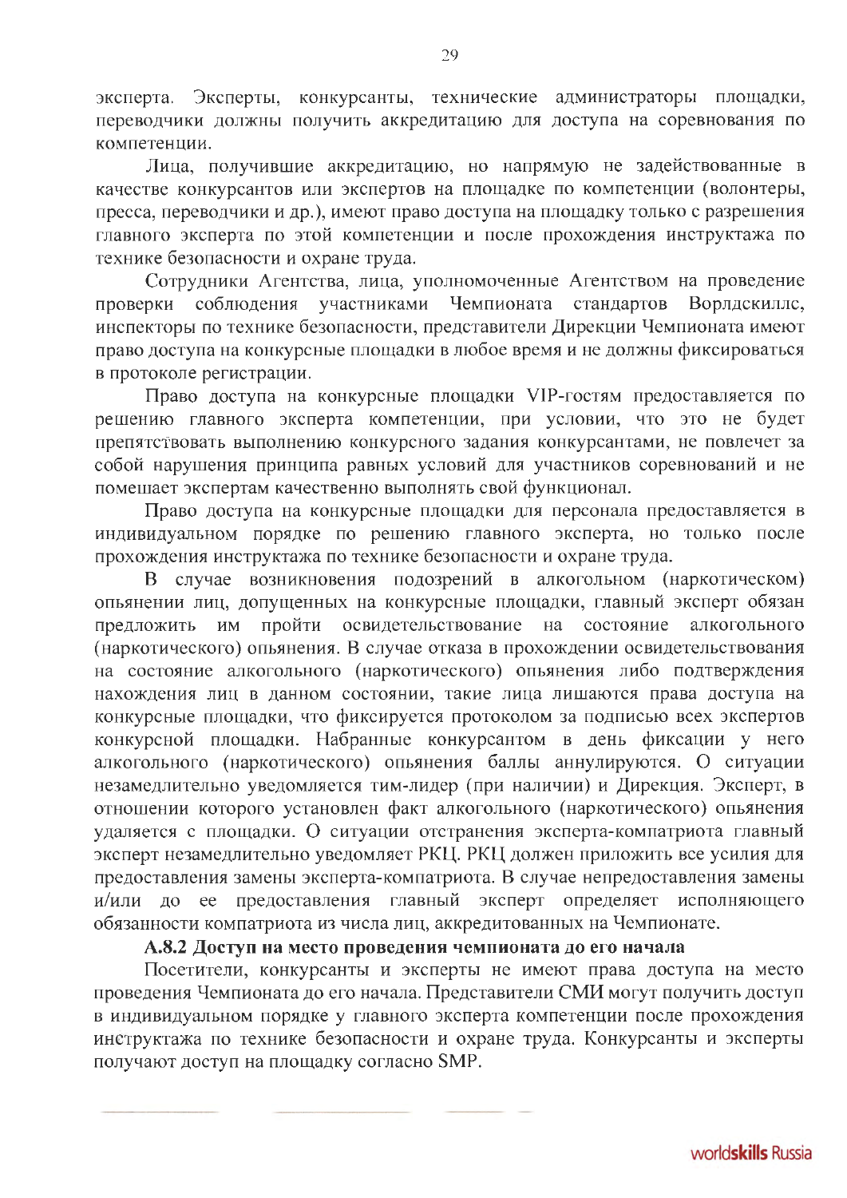эксперта. Эксперты, конкурсанты, технические администраторы площадки, переводчики должны получить аккредитацию для доступа на соревнования по компетенции.

Лица, получившие аккредитацию, но напрямую не задействованные в качестве конкурсантов или экспертов на площадке по компетенции (волонтеры, пресса, переводчики и др.), имеют право доступа на площадку только с разрешения главного эксперта по этой компетенции и после прохождения инструктажа по технике безопасности и охране труда.

Сотрудники Агентства, лица, уполномоченные Агентством на проведение проверки соблюдения участниками Чемпионата стандартов Ворлдскиллс, инспекторы по технике безопасности, представители Дирекции Чемпионата имеют право доступа на конкурсные площадки в любое время и не должны фиксироваться в протоколе регистрации.

Право доступа на конкурсные площадки VIP-гостям предоставляется по решению главного эксперта компетенции, при условии, что это не будет препятствовать выполнению конкурсного задания конкурсантами, не повлечет за собой нарушения принципа равных условий для участников соревнований и не помешает экспертам качественно выполнять свой функционал.

Право доступа на конкурсные площадки для персонала предоставляется в индивидуальном порядке по решению главного эксперта, но только после прохождения инструктажа по технике безопасности и охране труда.

В случае возникновения подозрений в алкогольном (наркотическом) опьянении лиц, допущенных на конкурсные площадки, главный эксперт обязан предложить им пройти освидетельствование на состояние алкогольного (наркотического) опьянения. В случае отказа в прохождении освидетельствования на состояние алкогольного (наркотического) опьянения либо подтверждения нахождения лиц в данном состоянии, такие лица лишаются права доступа на конкурсные площадки, что фиксируется протоколом за подписью всех экспертов конкурсной площадки. Набранные конкурсантом в день фиксации у него алкогольного (наркотического) опьянения баллы аннулируются. О ситуации незамедлительно уведомляется тим-лидер (при наличии) и Дирекция. Эксперт, в отношении которого установлен факт алкогольного (наркотического) опьянения удаляется с площадки. О ситуации отстранения эксперта-компатриота главный эксперт незамедлительно уведомляет РКЦ. РКЦ должен приложить все усилия для предоставления замены эксперта-компатриота. В случае непредоставления замены и/или до ее предоставления главный эксперт определяет исполняющего обязанности компатриота из числа лиц, аккредитованных на Чемпионате.

**А.8.2 Доступ на место проведения чемпионата до его начала**

Посетители, конкурсанты и эксперты не имеют права доступа на место проведения Чемпионата до его начала. Представители СМИ могут получить доступ в индивидуальном порядке у главного эксперта компетенции после прохождения инструктажа по технике безопасности и охране труда. Конкурсанты и эксперты получают доступ на площадку согласно SMP.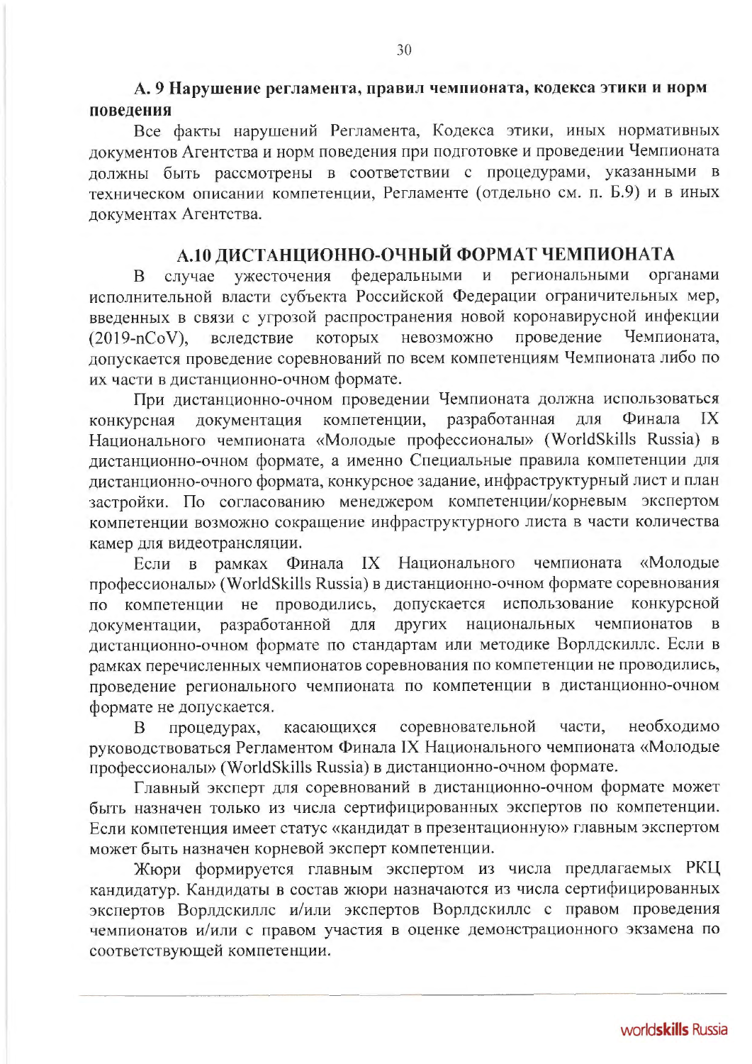## А. 9 Нарушение регламента, правил чемпионата, кодекса этики и норм поведения

Все факты нарушений Регламента, Кодекса этики, иных нормативных документов Агентства и норм поведения при подготовке и проведении Чемпионата должны быть рассмотрены в соответствии с процедурами, указанными в техническом описании компетенции, Регламенте (отдельно см. п. Б.9) и в иных документах Агентства.

## А.10 ДИСТАНЦИОННО-ОЧНЫЙ ФОРМАТ ЧЕМПИОНАТА

В случае ужесточения федеральными и региональными органами исполнительной власти субъекта Российской Федерации ограничительных мер, введенных в связи с угрозой распространения новой коронавирусной инфекции (2019-nCoV), вследствие которых невозможно проведение Чемпионата, допускается проведение соревнований по всем компетенциям Чемпионата либо по их части в дистанционно-очном формате.

При дистанционно-очном проведении Чемпионата должна использоваться конкурсная документация компетенции, разработанная для Финала IX Национального чемпионата «Молодые профессионалы» (WorldSkills Russia) в дистанционно-очном формате, а именно Специальные правила компетенции для дистанционно-очного формата, конкурсное задание, инфраструктурный лист и план застройки. По согласованию менеджером компетенции/корневым экспертом компетенции возможно сокращение инфраструктурного листа в части количества камер для видеотрансляции.

Если в рамках Финала IX Национального чемпионата «Молодые профессионалы» (WorldSkills Russia) в дистанционно-очном формате соревнования по компетенции не проводились, допускается использование конкурсной документации, разработанной для других национальных чемпионатов в дистанционно-очном формате по стандартам или методике Ворлдскиллс. Если в рамках перечисленных чемпионатов соревнования по компетенции не проводились, проведение регионального чемпионата по компетенции в дистанционно-очном формате не допускается.

В процедурах, касающихся соревновательной части, необходимо руководствоваться Регламентом Финала IX Национального чемпионата «Молодые профессионалы» (WorldSkills Russia) в дистанционно-очном формате.

Главный эксперт для соревнований в дистанционно-очном формате может быть назначен только из числа сертифицированных экспертов по компетенции. Если компетенция имеет статус «кандидат в презентационную» главным экспертом может быть назначен корневой эксперт компетенции.

Жюри формируется главным экспертом из числа предлагаемых РКЦ кандидатур. Кандидаты в состав жюри назначаются из числа сертифицированных экспертов Ворлдскиллс и/или экспертов Ворлдскиллс с правом проведения чемпионатов и/или с правом участия в оценке демонстрационного экзамена по соответствующей компетенции.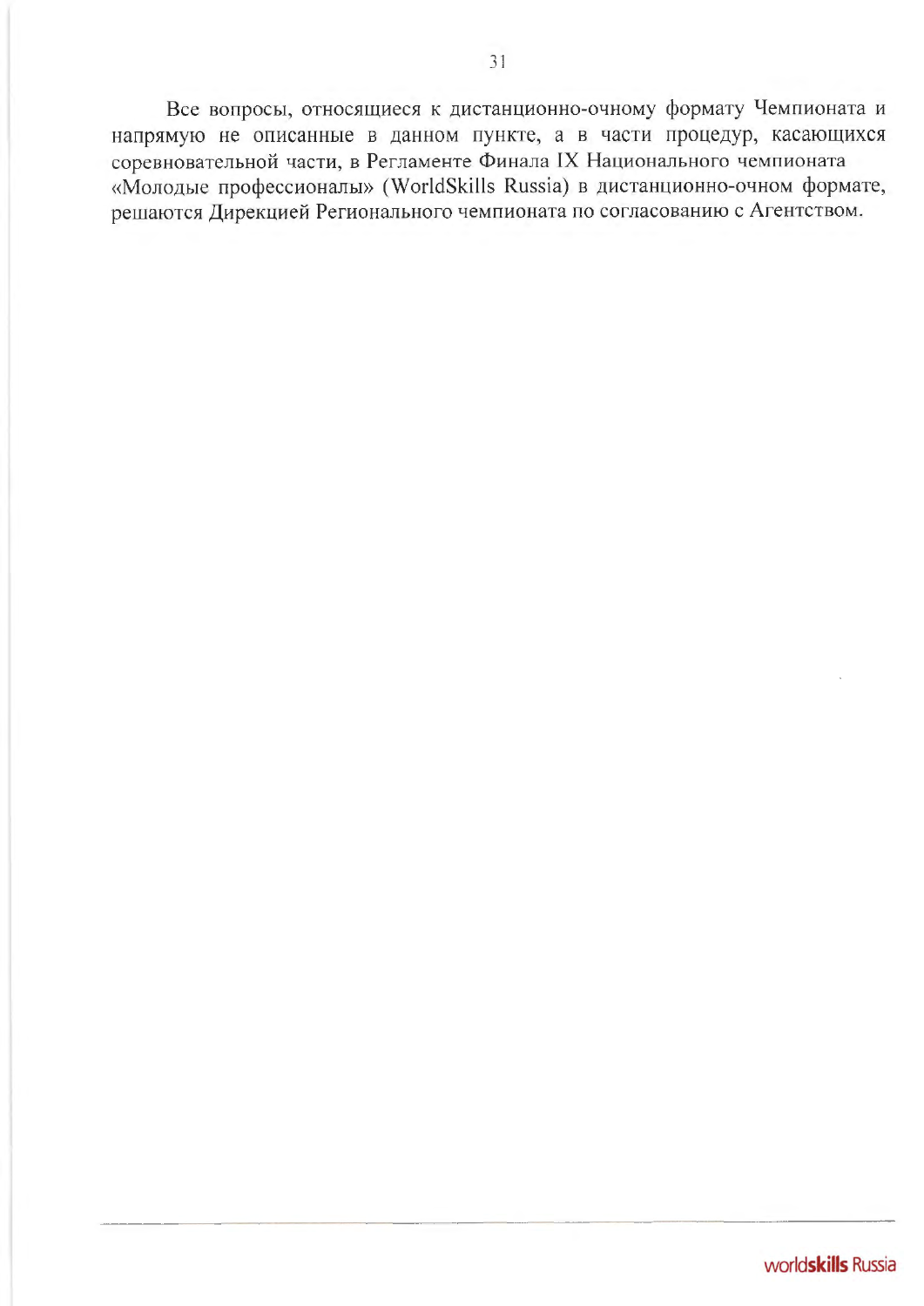Все вопросы, относящиеся к дистанционно-очному формату Чемпионата и напрямую не описанные в данном пункте, а в части процедур, касающихся соревновательной части, в Регламенте Финала IX Национального чемпионата «Молодые профессионалы» (WorldSkills Russia) в дистанционно-очном формате, решаются Дирекцией Регионального чемпионата по согласованию с Агентством.